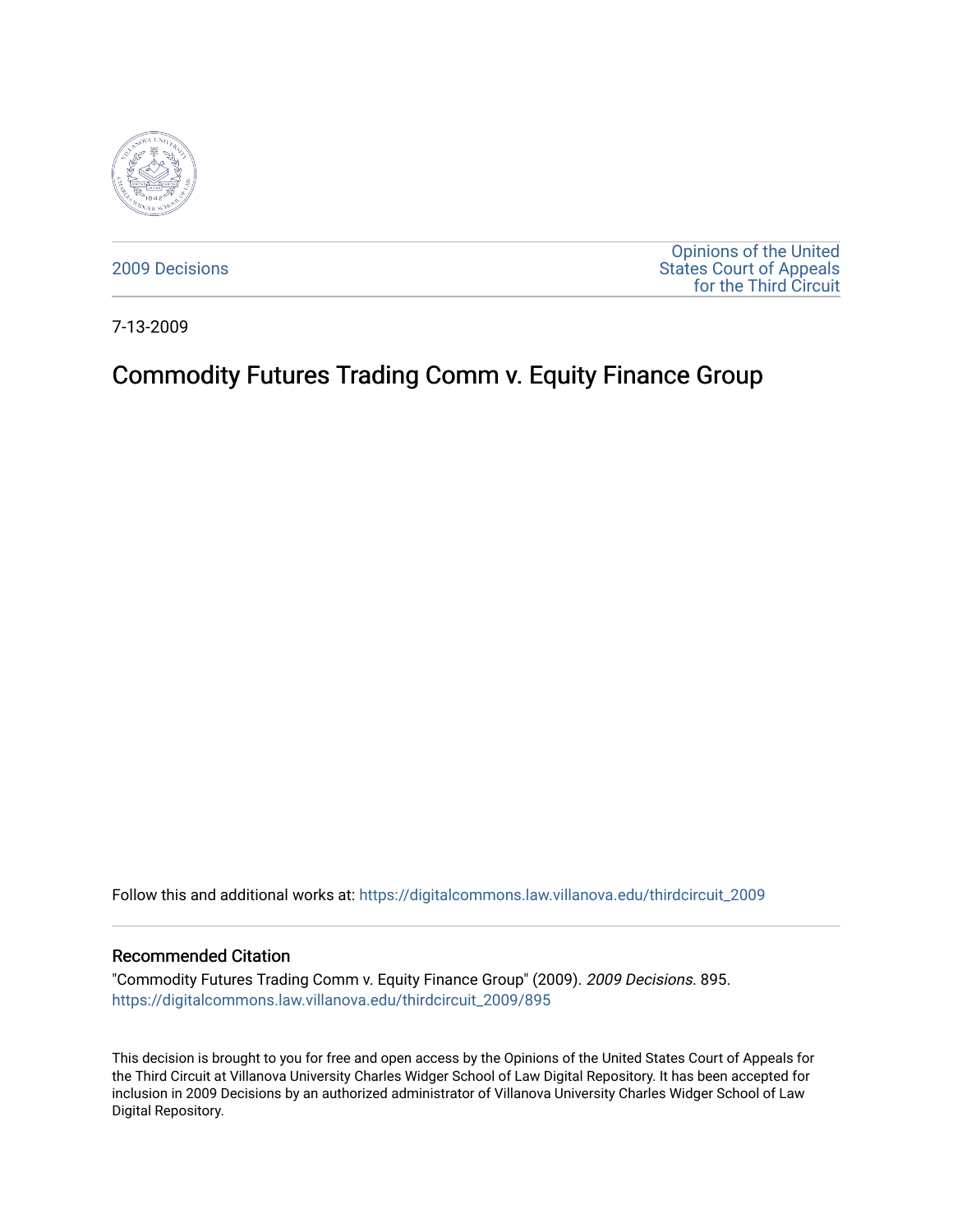2009 Decisions

Opinions of the United States Court of Appeals for the Third Circuit

7-13-2009

# Commodity Futures Trading Comm v. Equity Finance Group

Follow this and additional works at: https://digitalcommons.law.villanova.edu/thirdcircuit_2009

## Recommended Citation

"Commodity Futures Trading Comm v. Equity Finance Group" (2009). *2009 Decisions*. 895.
https://digitalcommons.law.villanova.edu/thirdcircuit_2009/895

This decision is brought to you for free and open access by the Opinions of the United States Court of Appeals for the Third Circuit at Villanova University Charles Widger School of Law Digital Repository. It has been accepted for inclusion in 2009 Decisions by an authorized administrator of Villanova University Charles Widger School of Law Digital Repository.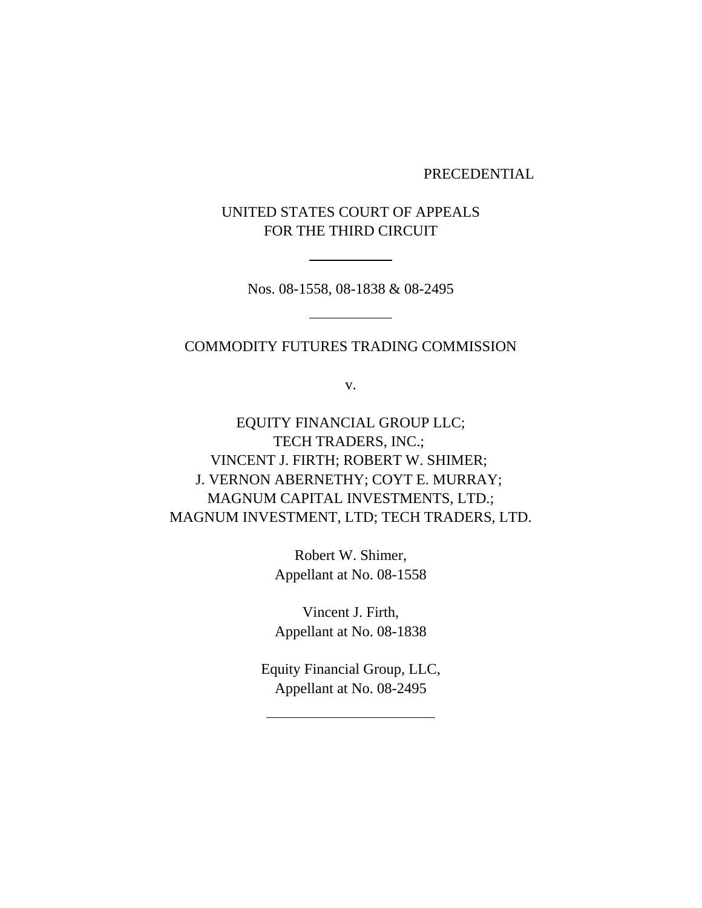PRECEDENTIAL

UNITED STATES COURT OF APPEALS
FOR THE THIRD CIRCUIT

---

Nos. 08-1558, 08-1838 & 08-2495

---

COMMODITY FUTURES TRADING COMMISSION

v.

EQUITY FINANCIAL GROUP LLC;
TECH TRADERS, INC.;
VINCENT J. FIRTH; ROBERT W. SHIMER;
J. VERNON ABERNETHY; COYT E. MURRAY;
MAGNUM CAPITAL INVESTMENTS, LTD.;
MAGNUM INVESTMENT, LTD; TECH TRADERS, LTD.

Robert W. Shimer,
Appellant at No. 08-1558

Vincent J. Firth,
Appellant at No. 08-1838

Equity Financial Group, LLC,
Appellant at No. 08-2495

---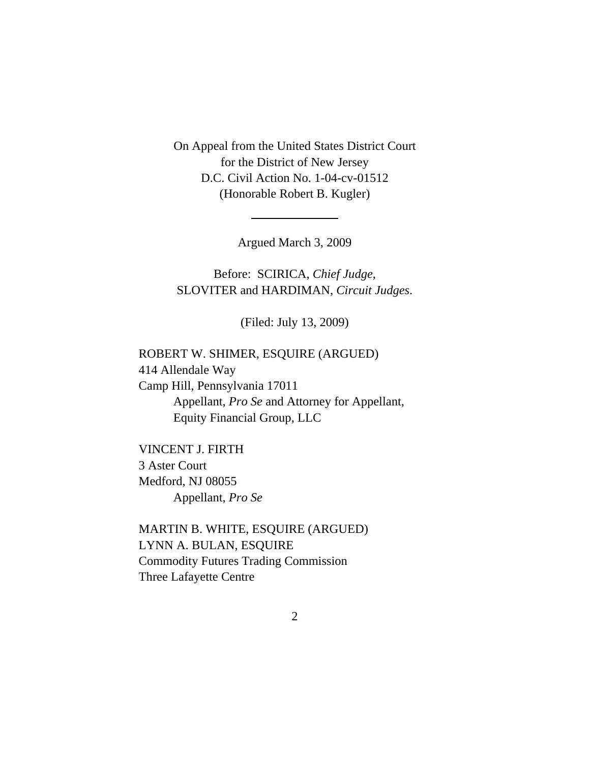On Appeal from the United States District Court
for the District of New Jersey
D.C. Civil Action No. 1-04-cv-01512
(Honorable Robert B. Kugler)

---

Argued March 3, 2009

Before: SCIRICA, *Chief Judge*,
SLOVITER and HARDIMAN, *Circuit Judges*.

(Filed: July 13, 2009)

ROBERT W. SHIMER, ESQUIRE (ARGUED)
414 Allendale Way
Camp Hill, Pennsylvania 17011
Appellant, *Pro Se* and Attorney for Appellant,
Equity Financial Group, LLC

VINCENT J. FIRTH
3 Aster Court
Medford, NJ 08055
Appellant, *Pro Se*

MARTIN B. WHITE, ESQUIRE (ARGUED)
LYNN A. BULAN, ESQUIRE
Commodity Futures Trading Commission
Three Lafayette Centre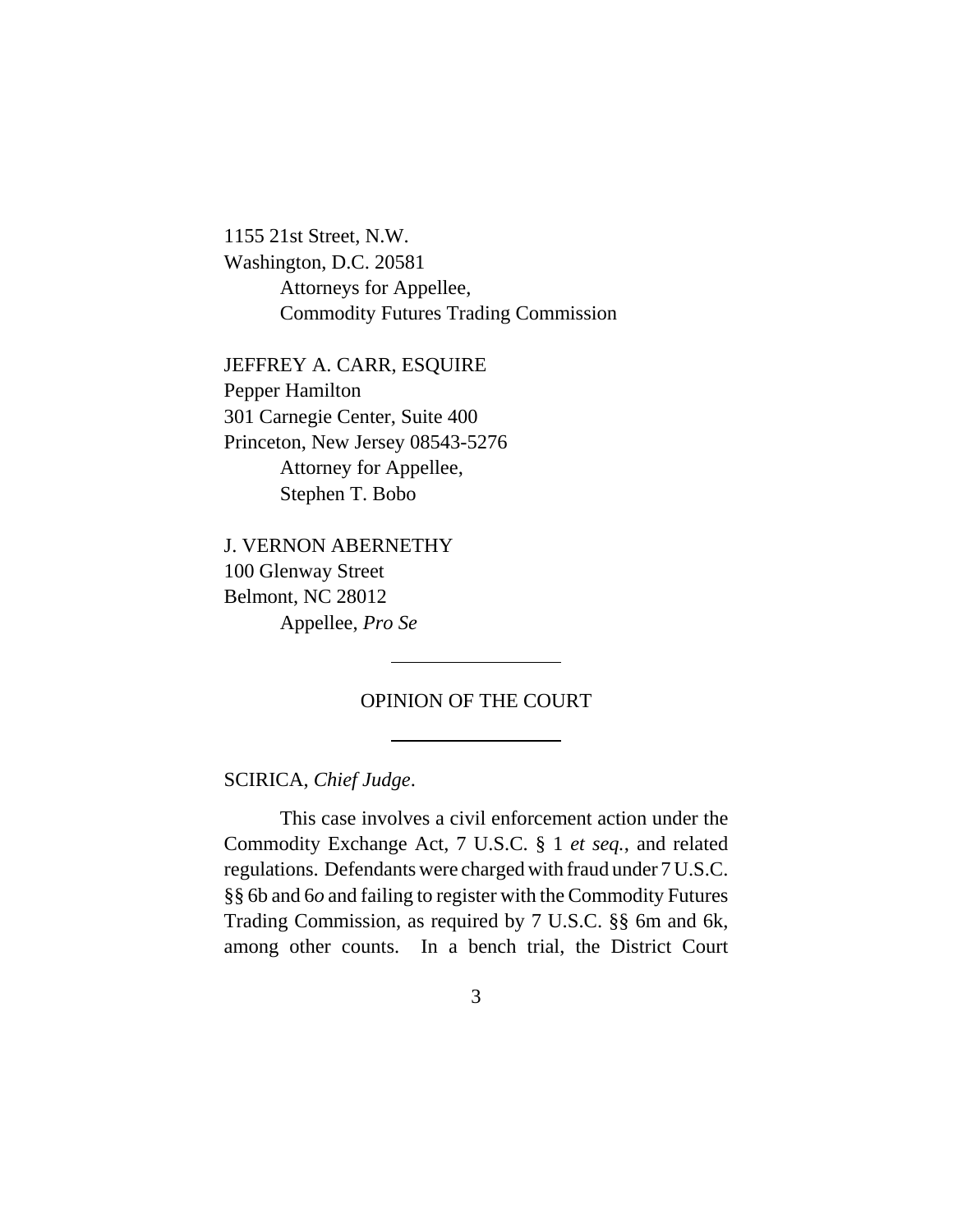1155 21st Street, N.W.
Washington, D.C. 20581
Attorneys for Appellee,
Commodity Futures Trading Commission

JEFFREY A. CARR, ESQUIRE
Pepper Hamilton
301 Carnegie Center, Suite 400
Princeton, New Jersey 08543-5276
Attorney for Appellee,
Stephen T. Bobo

J. VERNON ABERNETHY
100 Glenway Street
Belmont, NC 28012
Appellee, *Pro Se*

---

OPINION OF THE COURT

---

SCIRICA, *Chief Judge*.

This case involves a civil enforcement action under the Commodity Exchange Act, 7 U.S.C. § 1 *et seq.*, and related regulations. Defendants were charged with fraud under 7 U.S.C. §§ 6b and 6*o* and failing to register with the Commodity Futures Trading Commission, as required by 7 U.S.C. §§ 6m and 6k, among other counts. In a bench trial, the District Court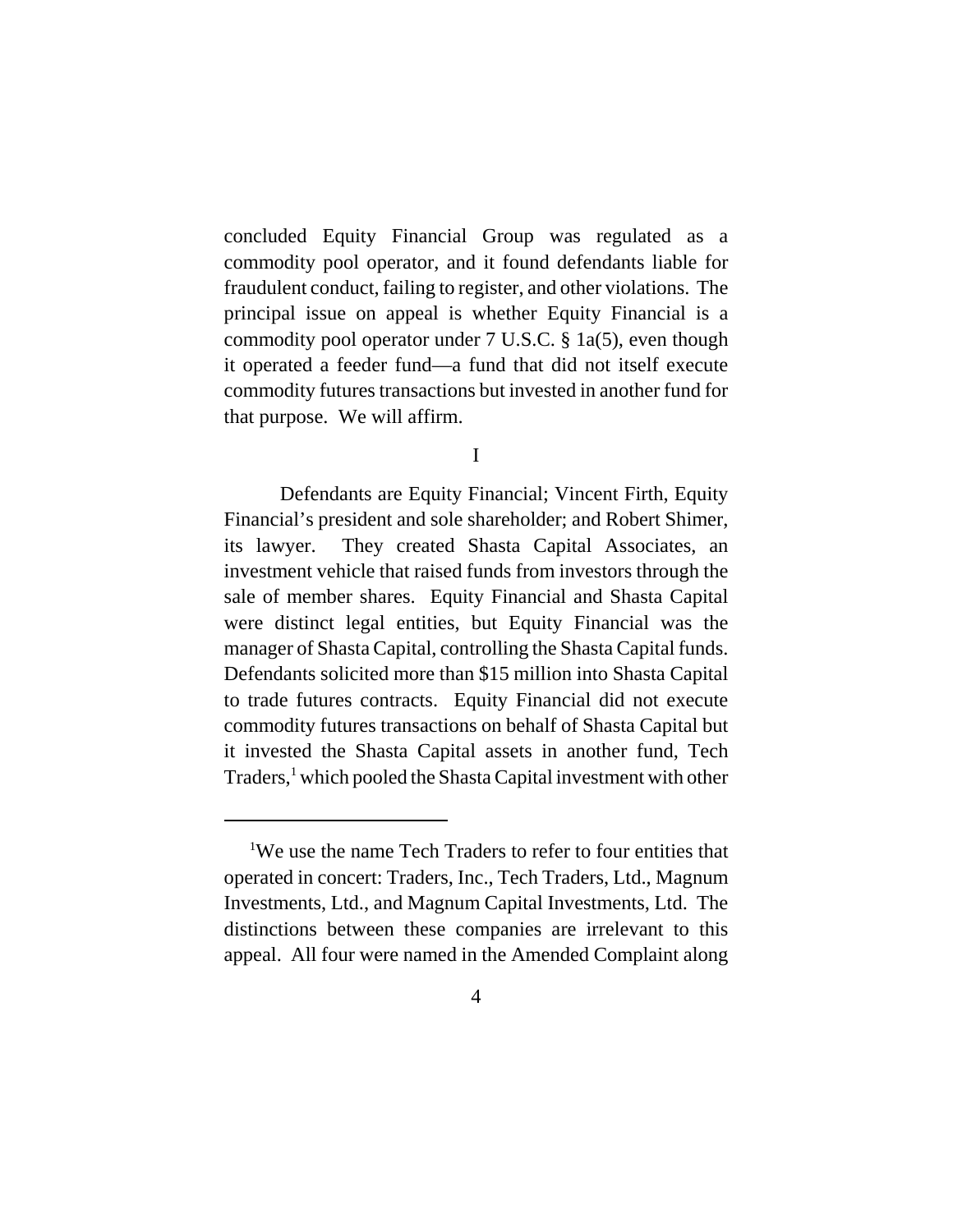concluded Equity Financial Group was regulated as a commodity pool operator, and it found defendants liable for fraudulent conduct, failing to register, and other violations. The principal issue on appeal is whether Equity Financial is a commodity pool operator under 7 U.S.C. § 1a(5), even though it operated a feeder fund—a fund that did not itself execute commodity futures transactions but invested in another fund for that purpose. We will affirm.

I

Defendants are Equity Financial; Vincent Firth, Equity Financial's president and sole shareholder; and Robert Shimer, its lawyer. They created Shasta Capital Associates, an investment vehicle that raised funds from investors through the sale of member shares. Equity Financial and Shasta Capital were distinct legal entities, but Equity Financial was the manager of Shasta Capital, controlling the Shasta Capital funds. Defendants solicited more than $15 million into Shasta Capital to trade futures contracts. Equity Financial did not execute commodity futures transactions on behalf of Shasta Capital but it invested the Shasta Capital assets in another fund, Tech Traders,[1] which pooled the Shasta Capital investment with other

[1]We use the name Tech Traders to refer to four entities that operated in concert: Traders, Inc., Tech Traders, Ltd., Magnum Investments, Ltd., and Magnum Capital Investments, Ltd. The distinctions between these companies are irrelevant to this appeal. All four were named in the Amended Complaint along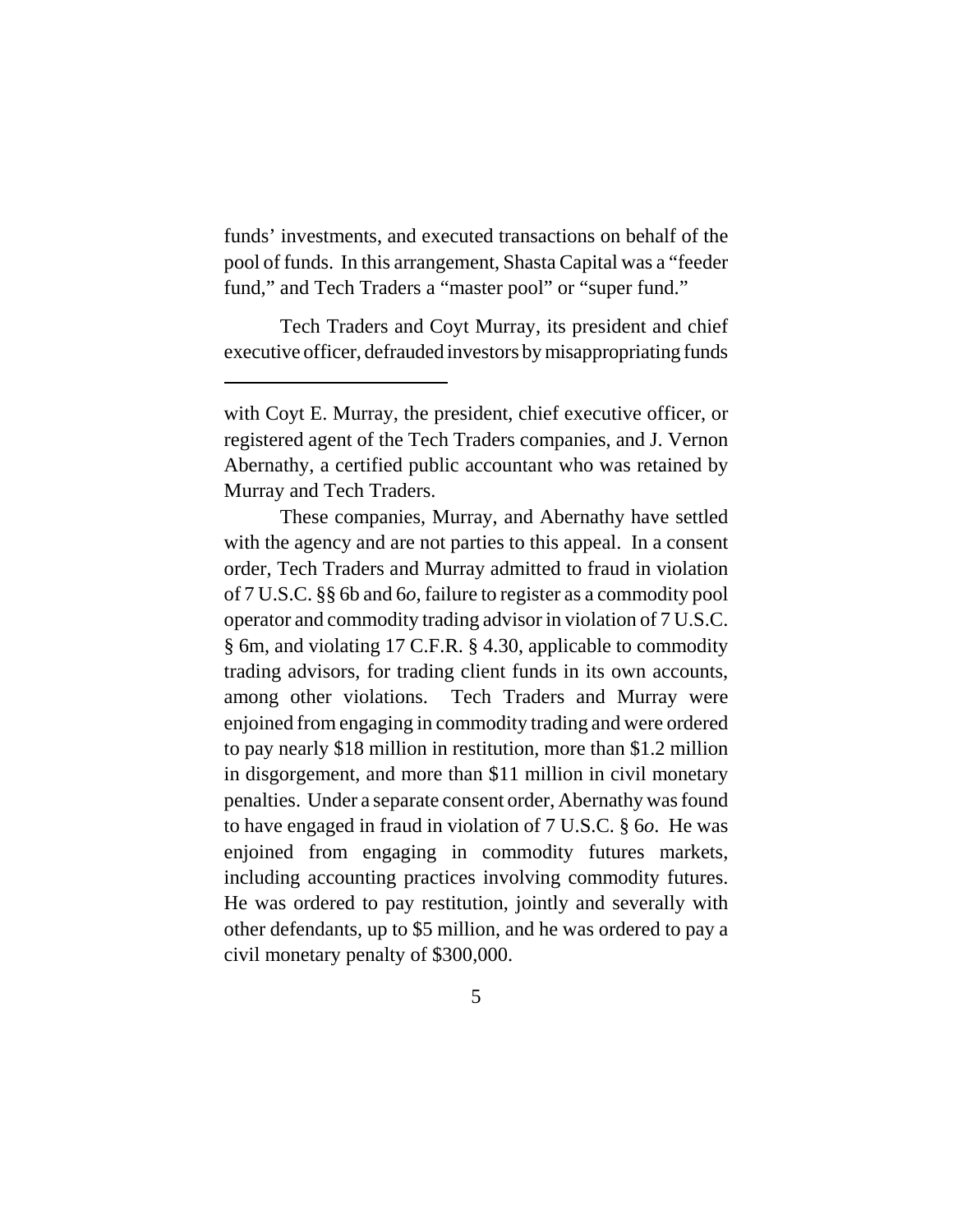funds' investments, and executed transactions on behalf of the pool of funds. In this arrangement, Shasta Capital was a "feeder fund," and Tech Traders a "master pool" or "super fund."

Tech Traders and Coyt Murray, its president and chief executive officer, defrauded investors by misappropriating funds

---

with Coyt E. Murray, the president, chief executive officer, or registered agent of the Tech Traders companies, and J. Vernon Abernathy, a certified public accountant who was retained by Murray and Tech Traders.

These companies, Murray, and Abernathy have settled with the agency and are not parties to this appeal. In a consent order, Tech Traders and Murray admitted to fraud in violation of 7 U.S.C. §§ 6b and 6*o*, failure to register as a commodity pool operator and commodity trading advisor in violation of 7 U.S.C. § 6m, and violating 17 C.F.R. § 4.30, applicable to commodity trading advisors, for trading client funds in its own accounts, among other violations. Tech Traders and Murray were enjoined from engaging in commodity trading and were ordered to pay nearly $18 million in restitution, more than $1.2 million in disgorgement, and more than $11 million in civil monetary penalties. Under a separate consent order, Abernathy was found to have engaged in fraud in violation of 7 U.S.C. § 6*o*. He was enjoined from engaging in commodity futures markets, including accounting practices involving commodity futures. He was ordered to pay restitution, jointly and severally with other defendants, up to $5 million, and he was ordered to pay a civil monetary penalty of $300,000.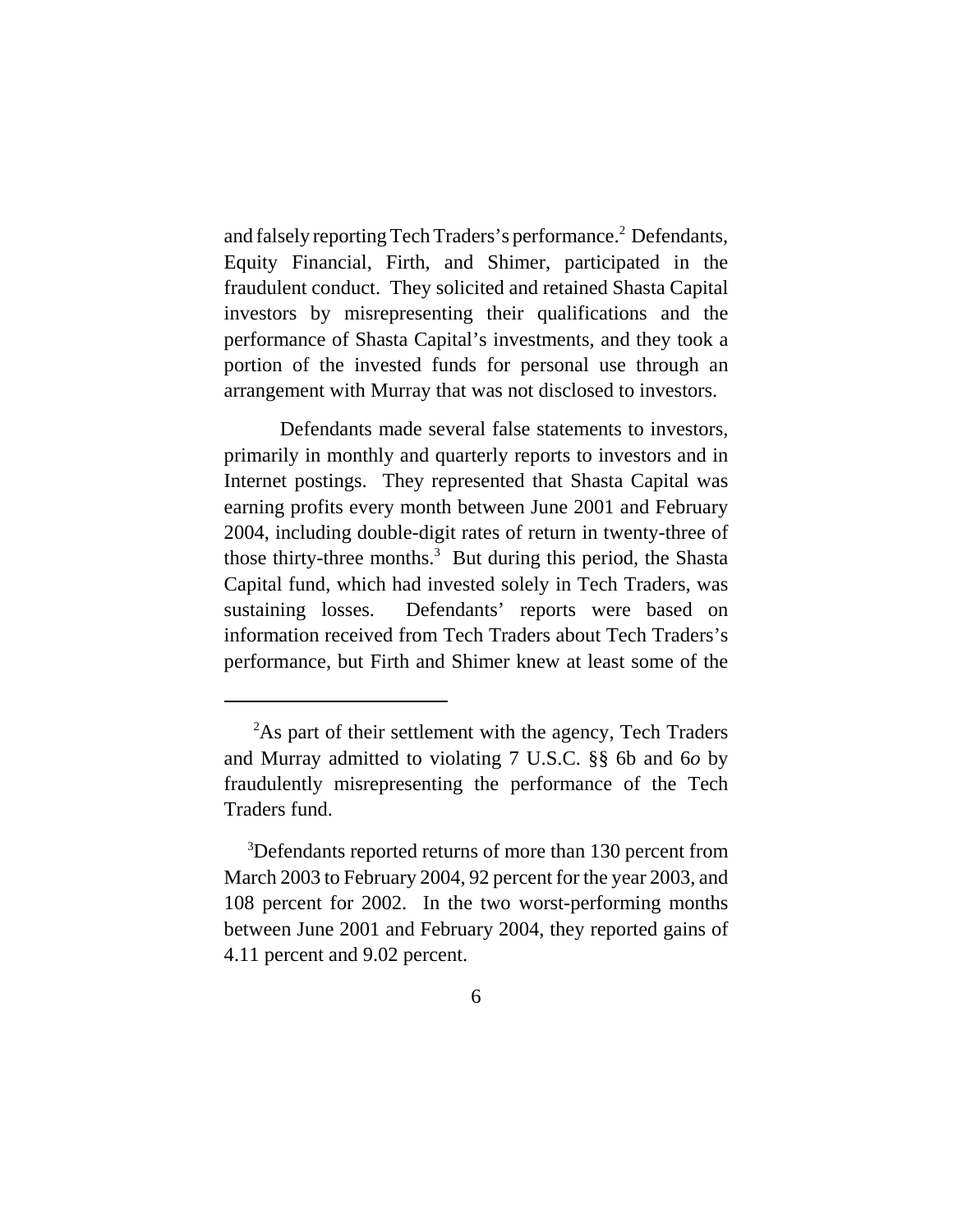and falsely reporting Tech Traders's performance.[2] Defendants, Equity Financial, Firth, and Shimer, participated in the fraudulent conduct. They solicited and retained Shasta Capital investors by misrepresenting their qualifications and the performance of Shasta Capital's investments, and they took a portion of the invested funds for personal use through an arrangement with Murray that was not disclosed to investors.

Defendants made several false statements to investors, primarily in monthly and quarterly reports to investors and in Internet postings. They represented that Shasta Capital was earning profits every month between June 2001 and February 2004, including double-digit rates of return in twenty-three of those thirty-three months.[3] But during this period, the Shasta Capital fund, which had invested solely in Tech Traders, was sustaining losses. Defendants' reports were based on information received from Tech Traders about Tech Traders's performance, but Firth and Shimer knew at least some of the

---

[2]As part of their settlement with the agency, Tech Traders and Murray admitted to violating 7 U.S.C. §§ 6b and 6*o* by fraudulently misrepresenting the performance of the Tech Traders fund.

[3]Defendants reported returns of more than 130 percent from March 2003 to February 2004, 92 percent for the year 2003, and 108 percent for 2002. In the two worst-performing months between June 2001 and February 2004, they reported gains of 4.11 percent and 9.02 percent.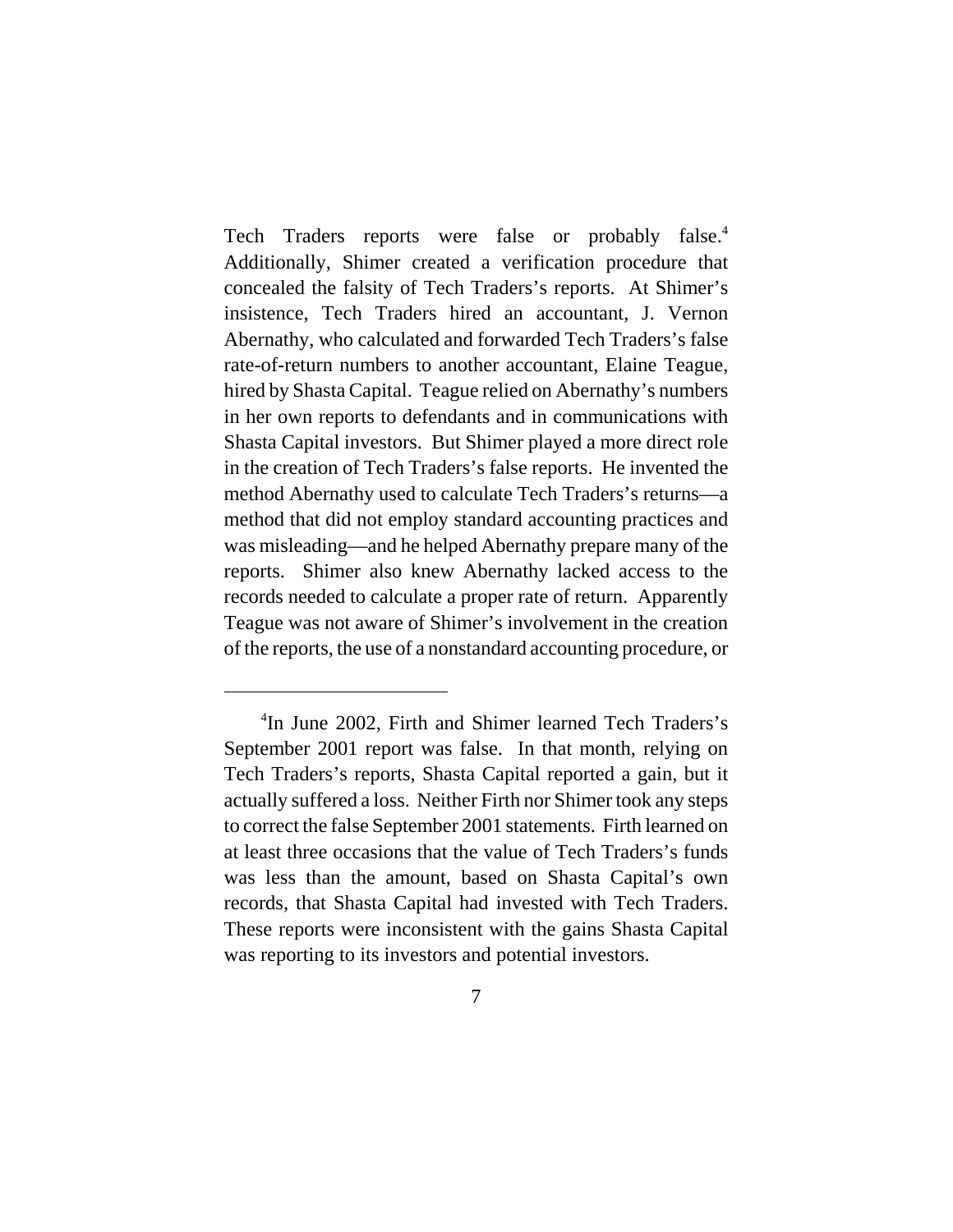Tech Traders reports were false or probably false.[4] Additionally, Shimer created a verification procedure that concealed the falsity of Tech Traders's reports. At Shimer's insistence, Tech Traders hired an accountant, J. Vernon Abernathy, who calculated and forwarded Tech Traders's false rate-of-return numbers to another accountant, Elaine Teague, hired by Shasta Capital. Teague relied on Abernathy's numbers in her own reports to defendants and in communications with Shasta Capital investors. But Shimer played a more direct role in the creation of Tech Traders's false reports. He invented the method Abernathy used to calculate Tech Traders's returns—a method that did not employ standard accounting practices and was misleading—and he helped Abernathy prepare many of the reports. Shimer also knew Abernathy lacked access to the records needed to calculate a proper rate of return. Apparently Teague was not aware of Shimer's involvement in the creation of the reports, the use of a nonstandard accounting procedure, or

---

[4]In June 2002, Firth and Shimer learned Tech Traders's September 2001 report was false. In that month, relying on Tech Traders's reports, Shasta Capital reported a gain, but it actually suffered a loss. Neither Firth nor Shimer took any steps to correct the false September 2001 statements. Firth learned on at least three occasions that the value of Tech Traders's funds was less than the amount, based on Shasta Capital's own records, that Shasta Capital had invested with Tech Traders. These reports were inconsistent with the gains Shasta Capital was reporting to its investors and potential investors.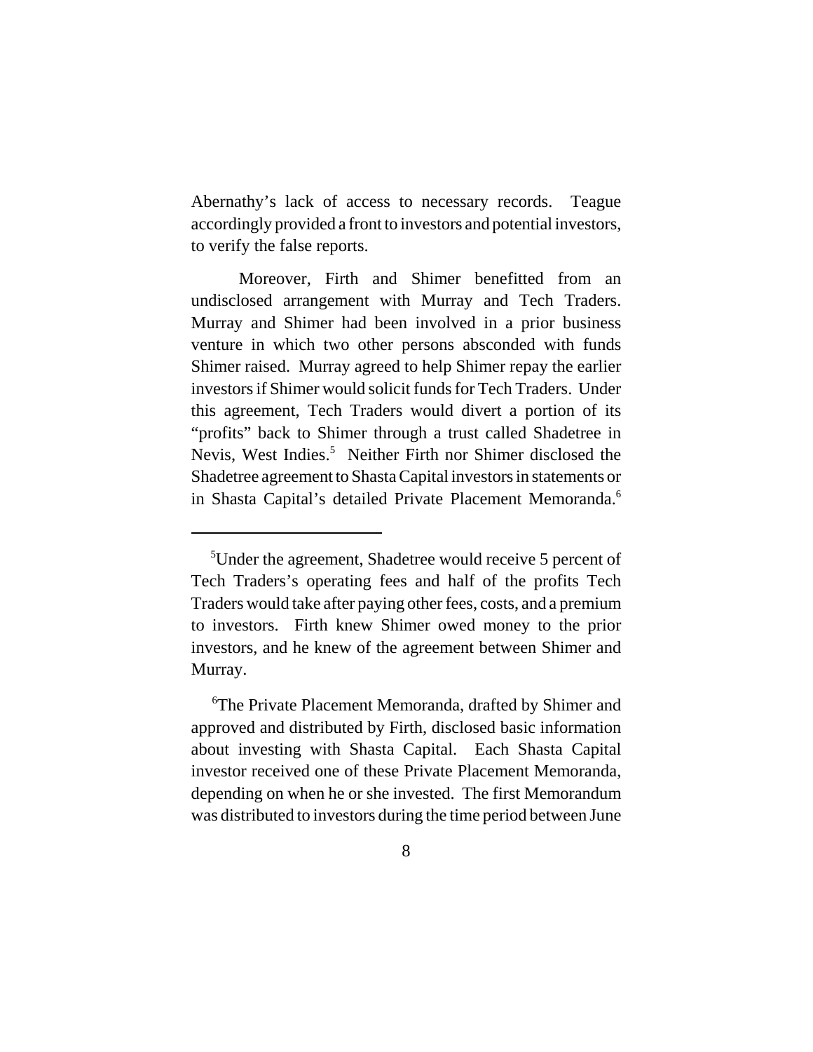Abernathy's lack of access to necessary records. Teague accordingly provided a front to investors and potential investors, to verify the false reports.

Moreover, Firth and Shimer benefitted from an undisclosed arrangement with Murray and Tech Traders. Murray and Shimer had been involved in a prior business venture in which two other persons absconded with funds Shimer raised. Murray agreed to help Shimer repay the earlier investors if Shimer would solicit funds for Tech Traders. Under this agreement, Tech Traders would divert a portion of its "profits" back to Shimer through a trust called Shadetree in Nevis, West Indies.[5] Neither Firth nor Shimer disclosed the Shadetree agreement to Shasta Capital investors in statements or in Shasta Capital's detailed Private Placement Memoranda.[6]

---

[5]Under the agreement, Shadetree would receive 5 percent of Tech Traders's operating fees and half of the profits Tech Traders would take after paying other fees, costs, and a premium to investors. Firth knew Shimer owed money to the prior investors, and he knew of the agreement between Shimer and Murray.

[6]The Private Placement Memoranda, drafted by Shimer and approved and distributed by Firth, disclosed basic information about investing with Shasta Capital. Each Shasta Capital investor received one of these Private Placement Memoranda, depending on when he or she invested. The first Memorandum was distributed to investors during the time period between June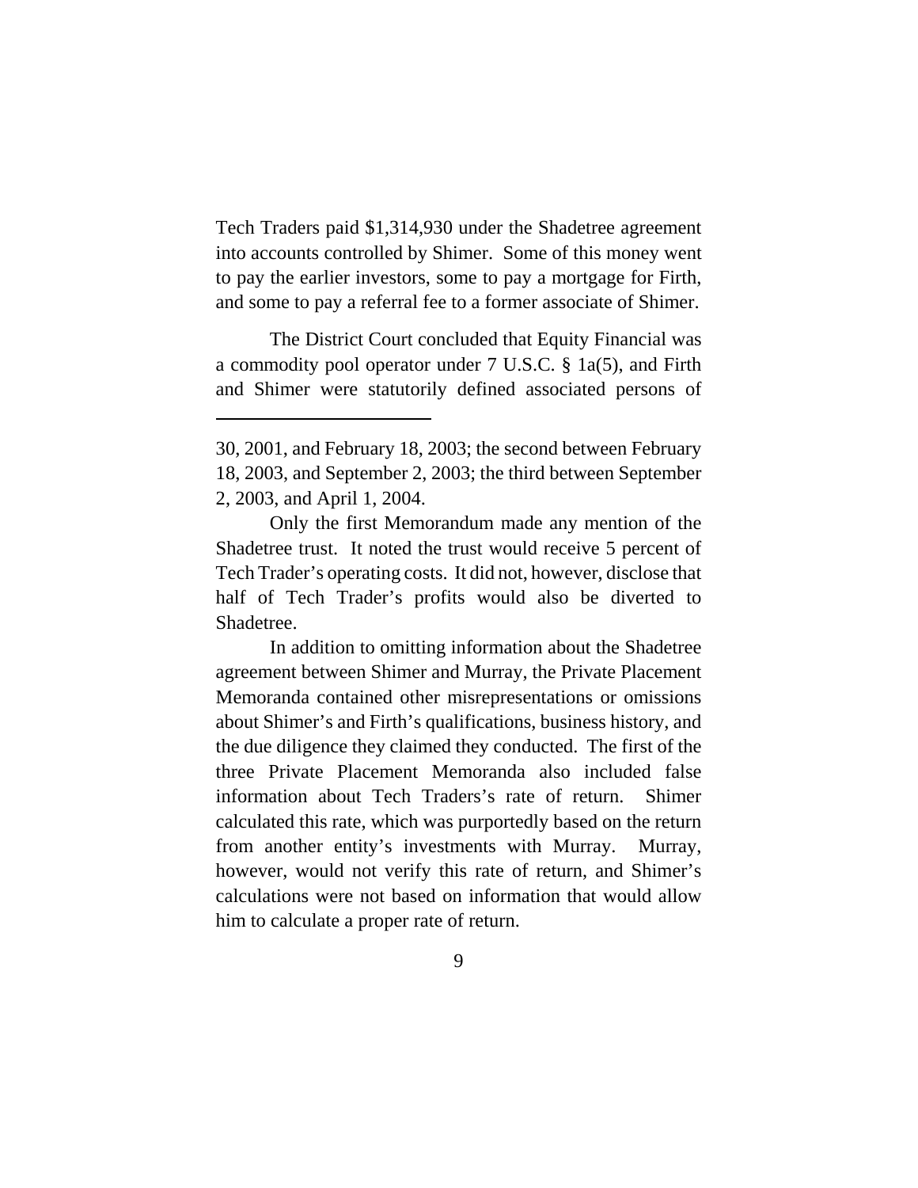Tech Traders paid $1,314,930 under the Shadetree agreement into accounts controlled by Shimer. Some of this money went to pay the earlier investors, some to pay a mortgage for Firth, and some to pay a referral fee to a former associate of Shimer.

The District Court concluded that Equity Financial was a commodity pool operator under 7 U.S.C. § 1a(5), and Firth and Shimer were statutorily defined associated persons of

---

30, 2001, and February 18, 2003; the second between February 18, 2003, and September 2, 2003; the third between September 2, 2003, and April 1, 2004.

Only the first Memorandum made any mention of the Shadetree trust. It noted the trust would receive 5 percent of Tech Trader's operating costs. It did not, however, disclose that half of Tech Trader's profits would also be diverted to Shadetree.

In addition to omitting information about the Shadetree agreement between Shimer and Murray, the Private Placement Memoranda contained other misrepresentations or omissions about Shimer's and Firth's qualifications, business history, and the due diligence they claimed they conducted. The first of the three Private Placement Memoranda also included false information about Tech Traders's rate of return. Shimer calculated this rate, which was purportedly based on the return from another entity's investments with Murray. Murray, however, would not verify this rate of return, and Shimer's calculations were not based on information that would allow him to calculate a proper rate of return.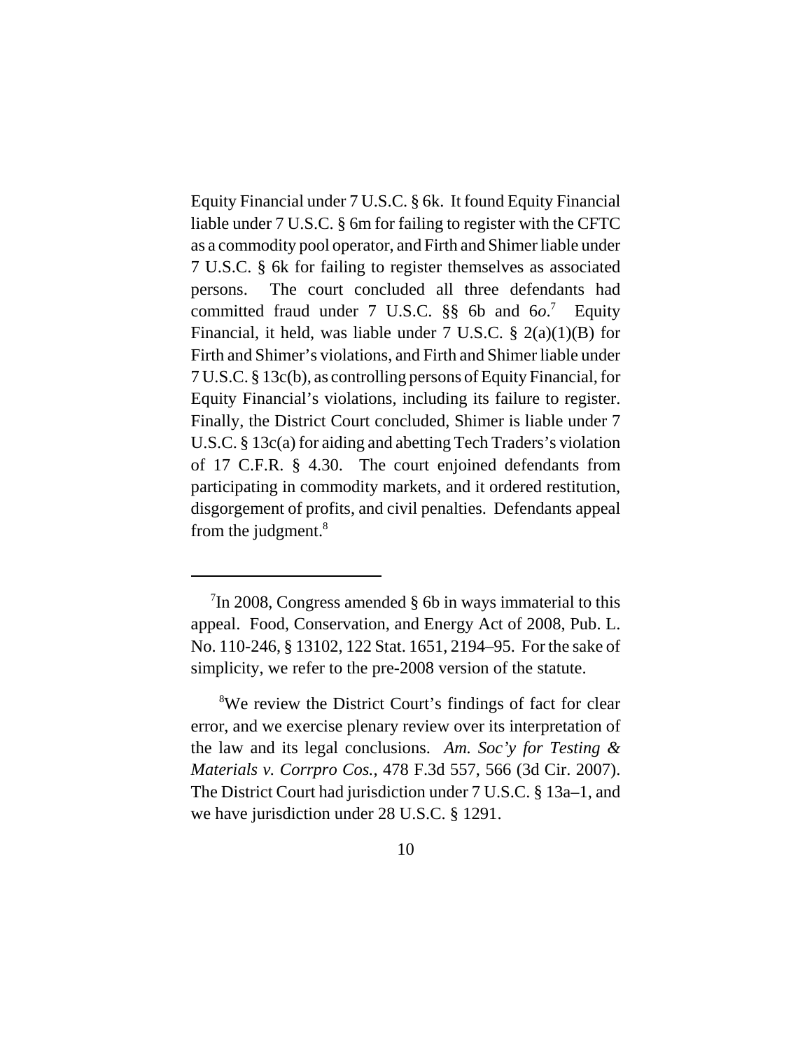Equity Financial under 7 U.S.C. § 6k. It found Equity Financial liable under 7 U.S.C. § 6m for failing to register with the CFTC as a commodity pool operator, and Firth and Shimer liable under 7 U.S.C. § 6k for failing to register themselves as associated persons. The court concluded all three defendants had committed fraud under 7 U.S.C. §§ 6b and 6*o*.[7] Equity Financial, it held, was liable under 7 U.S.C. § 2(a)(1)(B) for Firth and Shimer's violations, and Firth and Shimer liable under 7 U.S.C. § 13c(b), as controlling persons of Equity Financial, for Equity Financial's violations, including its failure to register. Finally, the District Court concluded, Shimer is liable under 7 U.S.C. § 13c(a) for aiding and abetting Tech Traders's violation of 17 C.F.R. § 4.30. The court enjoined defendants from participating in commodity markets, and it ordered restitution, disgorgement of profits, and civil penalties. Defendants appeal from the judgment.[8]

---

[7]In 2008, Congress amended § 6b in ways immaterial to this appeal. Food, Conservation, and Energy Act of 2008, Pub. L. No. 110-246, § 13102, 122 Stat. 1651, 2194–95. For the sake of simplicity, we refer to the pre-2008 version of the statute.

[8]We review the District Court's findings of fact for clear error, and we exercise plenary review over its interpretation of the law and its legal conclusions. *Am. Soc'y for Testing & Materials v. Corrpro Cos.*, 478 F.3d 557, 566 (3d Cir. 2007). The District Court had jurisdiction under 7 U.S.C. § 13a–1, and we have jurisdiction under 28 U.S.C. § 1291.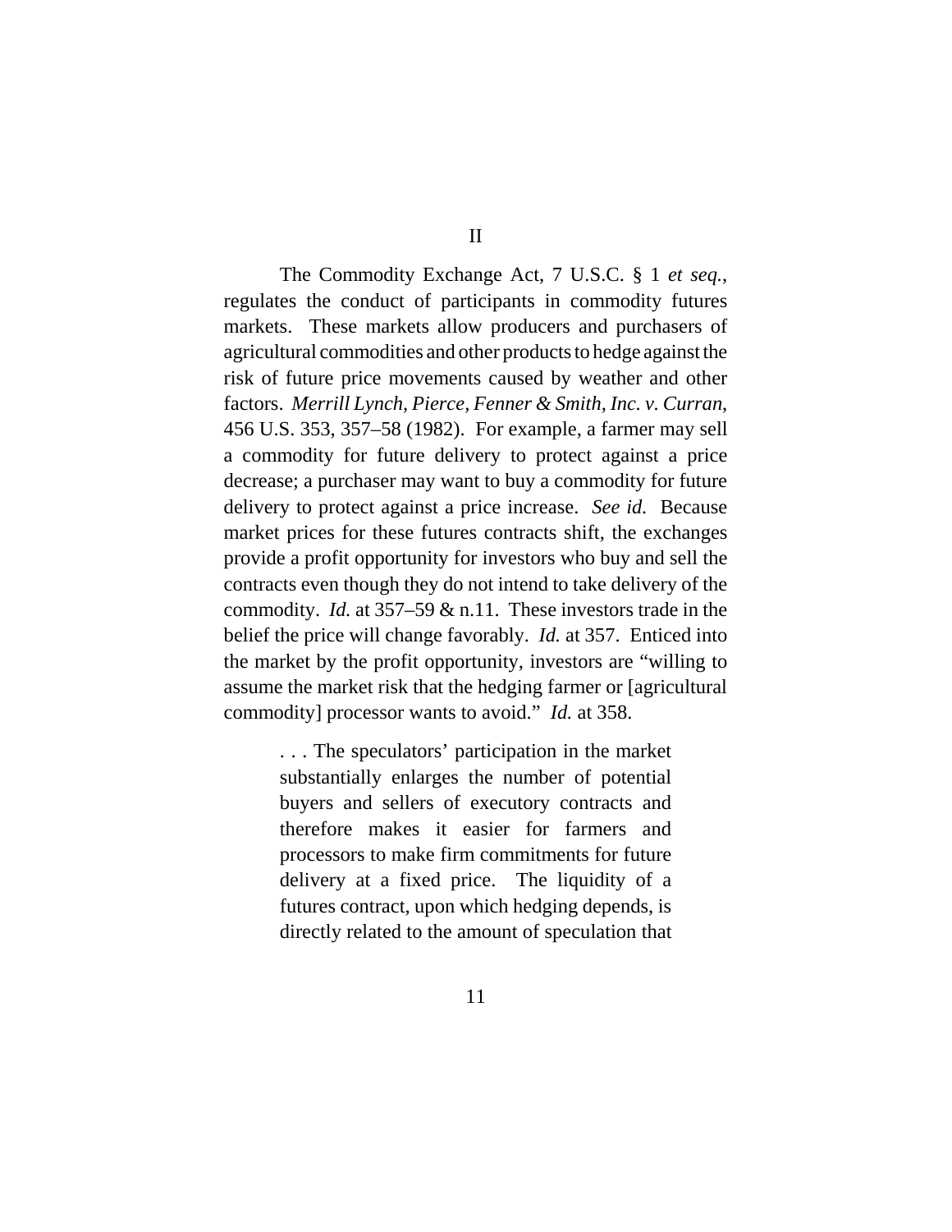## II

The Commodity Exchange Act, 7 U.S.C. § 1 *et seq.*, regulates the conduct of participants in commodity futures markets. These markets allow producers and purchasers of agricultural commodities and other products to hedge against the risk of future price movements caused by weather and other factors. *Merrill Lynch, Pierce, Fenner & Smith, Inc. v. Curran*, 456 U.S. 353, 357–58 (1982). For example, a farmer may sell a commodity for future delivery to protect against a price decrease; a purchaser may want to buy a commodity for future delivery to protect against a price increase. *See id.* Because market prices for these futures contracts shift, the exchanges provide a profit opportunity for investors who buy and sell the contracts even though they do not intend to take delivery of the commodity. *Id.* at 357–59 & n.11. These investors trade in the belief the price will change favorably. *Id.* at 357. Enticed into the market by the profit opportunity, investors are "willing to assume the market risk that the hedging farmer or [agricultural commodity] processor wants to avoid." *Id.* at 358.

> . . . The speculators' participation in the market substantially enlarges the number of potential buyers and sellers of executory contracts and therefore makes it easier for farmers and processors to make firm commitments for future delivery at a fixed price. The liquidity of a futures contract, upon which hedging depends, is directly related to the amount of speculation that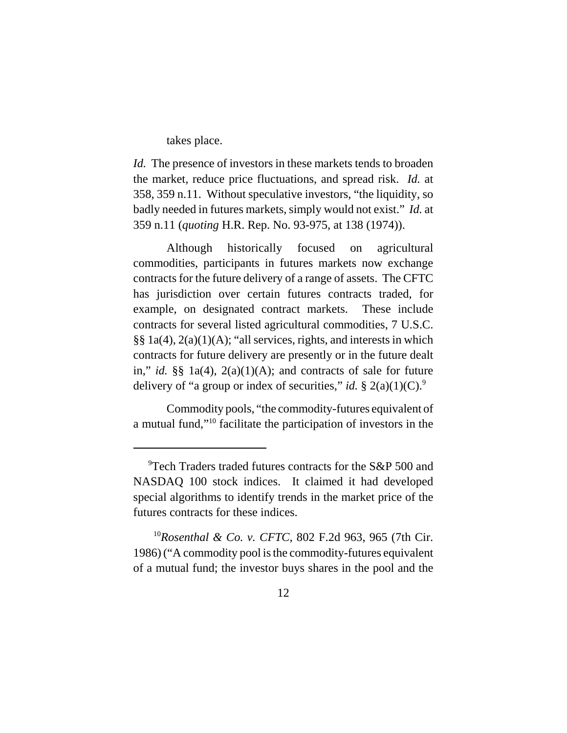takes place.

*Id.* The presence of investors in these markets tends to broaden the market, reduce price fluctuations, and spread risk. *Id.* at 358, 359 n.11. Without speculative investors, "the liquidity, so badly needed in futures markets, simply would not exist." *Id.* at 359 n.11 (*quoting* H.R. Rep. No. 93-975, at 138 (1974)).

Although historically focused on agricultural commodities, participants in futures markets now exchange contracts for the future delivery of a range of assets. The CFTC has jurisdiction over certain futures contracts traded, for example, on designated contract markets. These include contracts for several listed agricultural commodities, 7 U.S.C. §§ 1a(4), 2(a)(1)(A); "all services, rights, and interests in which contracts for future delivery are presently or in the future dealt in," *id.* §§ 1a(4), 2(a)(1)(A); and contracts of sale for future delivery of "a group or index of securities," *id.* § 2(a)(1)(C).[9]

Commodity pools, "the commodity-futures equivalent of a mutual fund,"[10] facilitate the participation of investors in the

---

[9]Tech Traders traded futures contracts for the S&P 500 and NASDAQ 100 stock indices. It claimed it had developed special algorithms to identify trends in the market price of the futures contracts for these indices.

[10]*Rosenthal & Co. v. CFTC*, 802 F.2d 963, 965 (7th Cir. 1986) ("A commodity pool is the commodity-futures equivalent of a mutual fund; the investor buys shares in the pool and the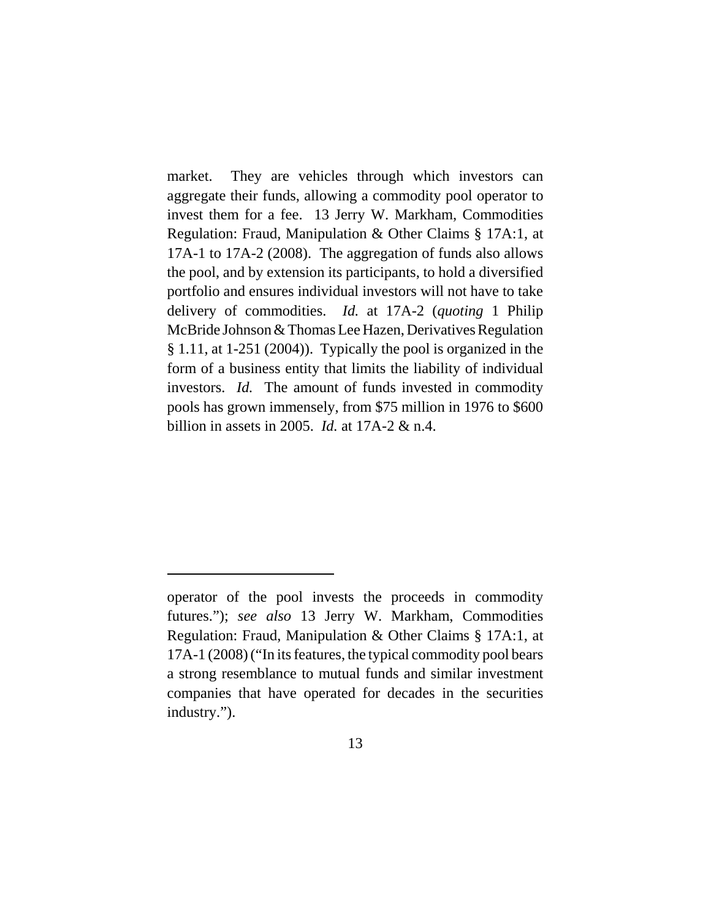market. They are vehicles through which investors can aggregate their funds, allowing a commodity pool operator to invest them for a fee. 13 Jerry W. Markham, Commodities Regulation: Fraud, Manipulation & Other Claims § 17A:1, at 17A-1 to 17A-2 (2008). The aggregation of funds also allows the pool, and by extension its participants, to hold a diversified portfolio and ensures individual investors will not have to take delivery of commodities. *Id.* at 17A-2 (*quoting* 1 Philip McBride Johnson & Thomas Lee Hazen, Derivatives Regulation § 1.11, at 1-251 (2004)). Typically the pool is organized in the form of a business entity that limits the liability of individual investors. *Id.* The amount of funds invested in commodity pools has grown immensely, from $75 million in 1976 to $600 billion in assets in 2005. *Id.* at 17A-2 & n.4.

---

operator of the pool invests the proceeds in commodity futures."); *see also* 13 Jerry W. Markham, Commodities Regulation: Fraud, Manipulation & Other Claims § 17A:1, at 17A-1 (2008) ("In its features, the typical commodity pool bears a strong resemblance to mutual funds and similar investment companies that have operated for decades in the securities industry.").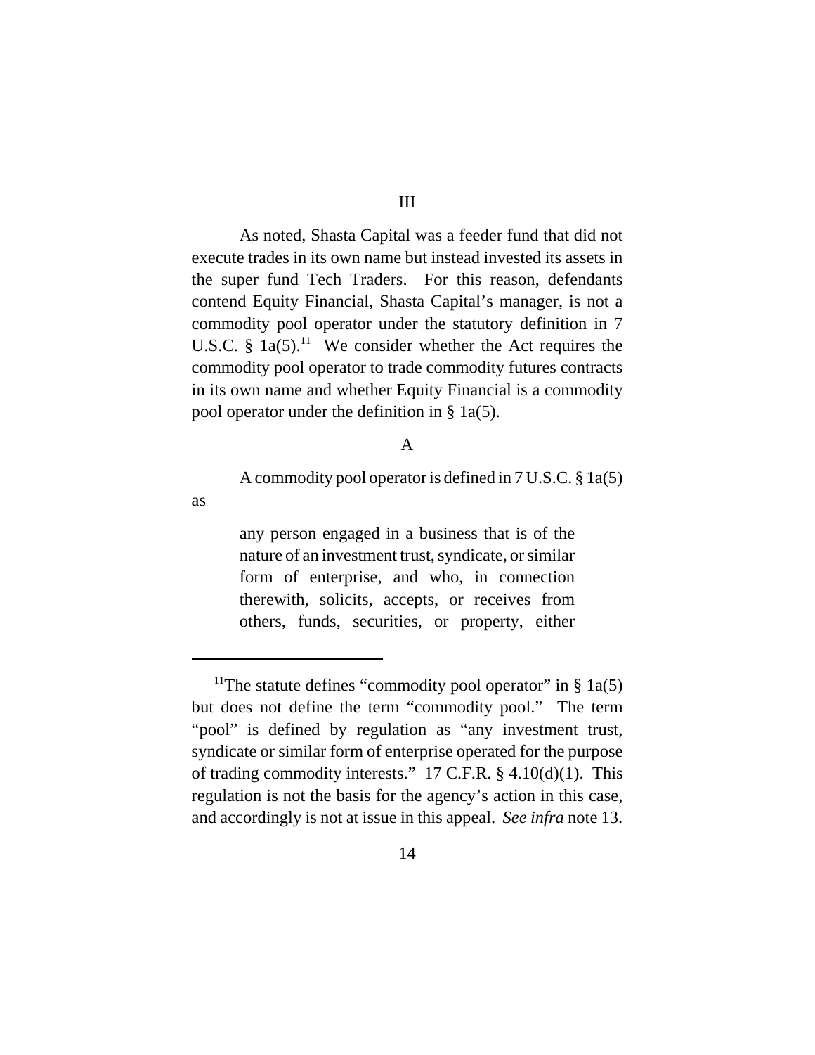## III

As noted, Shasta Capital was a feeder fund that did not execute trades in its own name but instead invested its assets in the super fund Tech Traders. For this reason, defendants contend Equity Financial, Shasta Capital's manager, is not a commodity pool operator under the statutory definition in 7 U.S.C. § 1a(5).[11] We consider whether the Act requires the commodity pool operator to trade commodity futures contracts in its own name and whether Equity Financial is a commodity pool operator under the definition in § 1a(5).

### A

A commodity pool operator is defined in 7 U.S.C. § 1a(5) as

> any person engaged in a business that is of the nature of an investment trust, syndicate, or similar form of enterprise, and who, in connection therewith, solicits, accepts, or receives from others, funds, securities, or property, either

---

[11]The statute defines "commodity pool operator" in § 1a(5) but does not define the term "commodity pool." The term "pool" is defined by regulation as "any investment trust, syndicate or similar form of enterprise operated for the purpose of trading commodity interests." 17 C.F.R. § 4.10(d)(1). This regulation is not the basis for the agency's action in this case, and accordingly is not at issue in this appeal. *See infra* note 13.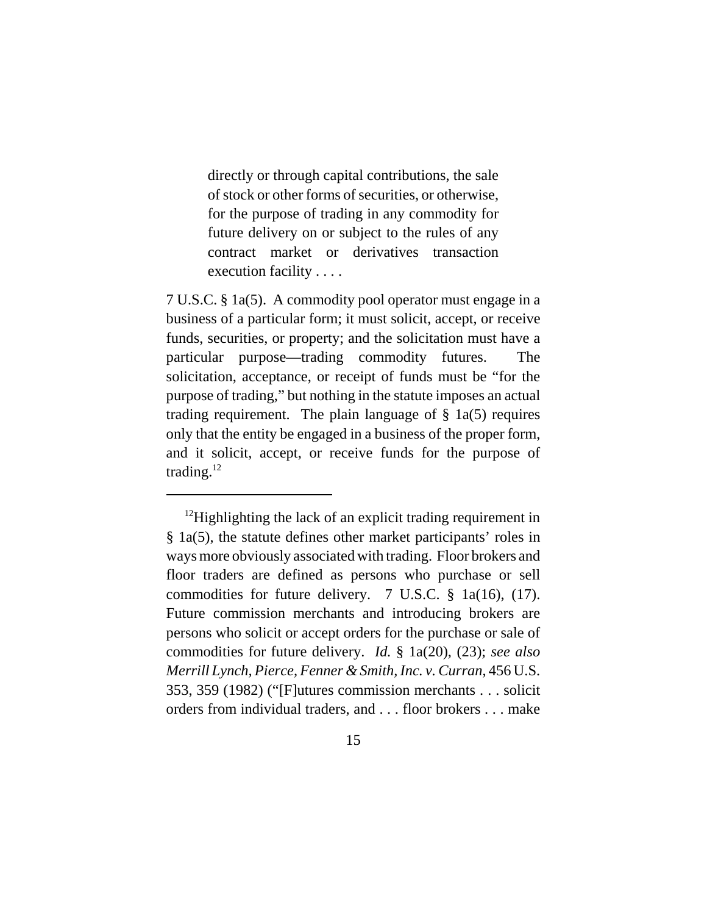> directly or through capital contributions, the sale of stock or other forms of securities, or otherwise, for the purpose of trading in any commodity for future delivery on or subject to the rules of any contract market or derivatives transaction execution facility . . . .

7 U.S.C. § 1a(5). A commodity pool operator must engage in a business of a particular form; it must solicit, accept, or receive funds, securities, or property; and the solicitation must have a particular purpose—trading commodity futures. The solicitation, acceptance, or receipt of funds must be "for the purpose of trading," but nothing in the statute imposes an actual trading requirement. The plain language of § 1a(5) requires only that the entity be engaged in a business of the proper form, and it solicit, accept, or receive funds for the purpose of trading.[12]

---

[12]Highlighting the lack of an explicit trading requirement in § 1a(5), the statute defines other market participants' roles in ways more obviously associated with trading. Floor brokers and floor traders are defined as persons who purchase or sell commodities for future delivery. 7 U.S.C. § 1a(16), (17). Future commission merchants and introducing brokers are persons who solicit or accept orders for the purchase or sale of commodities for future delivery. *Id.* § 1a(20), (23); *see also Merrill Lynch, Pierce, Fenner & Smith, Inc. v. Curran*, 456 U.S. 353, 359 (1982) ("[F]utures commission merchants . . . solicit orders from individual traders, and . . . floor brokers . . . make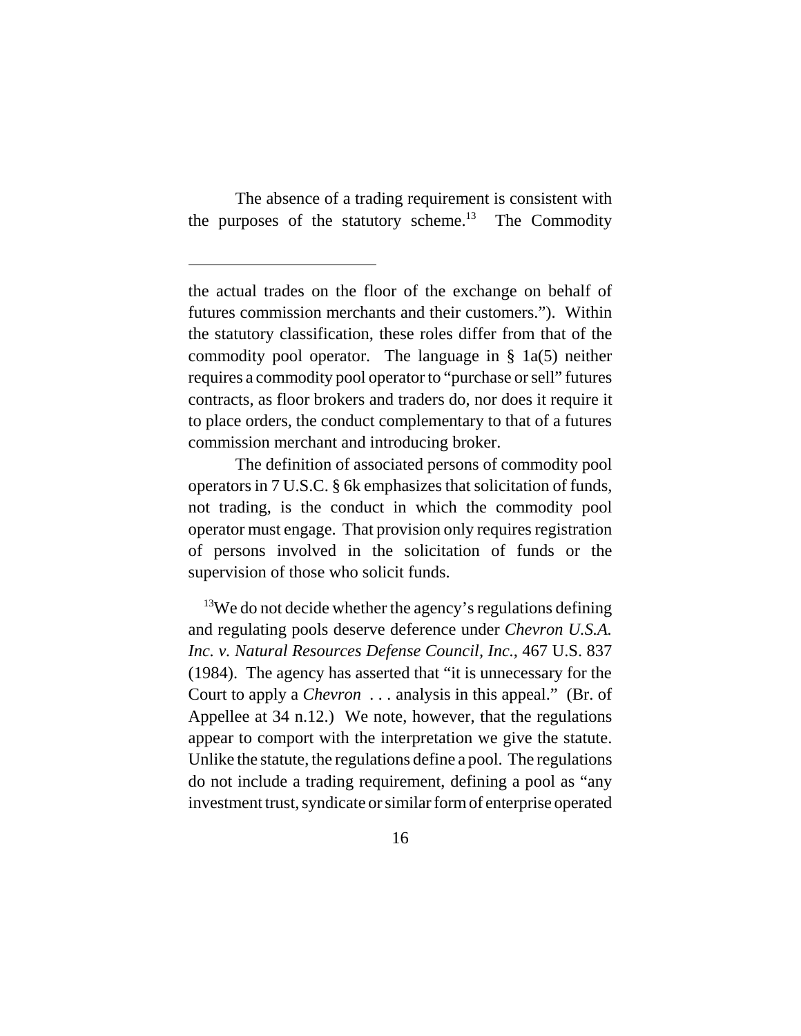The absence of a trading requirement is consistent with the purposes of the statutory scheme.[13] The Commodity

---

the actual trades on the floor of the exchange on behalf of futures commission merchants and their customers."). Within the statutory classification, these roles differ from that of the commodity pool operator. The language in § 1a(5) neither requires a commodity pool operator to "purchase or sell" futures contracts, as floor brokers and traders do, nor does it require it to place orders, the conduct complementary to that of a futures commission merchant and introducing broker.

The definition of associated persons of commodity pool operators in 7 U.S.C. § 6k emphasizes that solicitation of funds, not trading, is the conduct in which the commodity pool operator must engage. That provision only requires registration of persons involved in the solicitation of funds or the supervision of those who solicit funds.

[13]We do not decide whether the agency's regulations defining and regulating pools deserve deference under *Chevron U.S.A. Inc. v. Natural Resources Defense Council, Inc.*, 467 U.S. 837 (1984). The agency has asserted that "it is unnecessary for the Court to apply a *Chevron* . . . analysis in this appeal." (Br. of Appellee at 34 n.12.) We note, however, that the regulations appear to comport with the interpretation we give the statute. Unlike the statute, the regulations define a pool. The regulations do not include a trading requirement, defining a pool as "any investment trust, syndicate or similar form of enterprise operated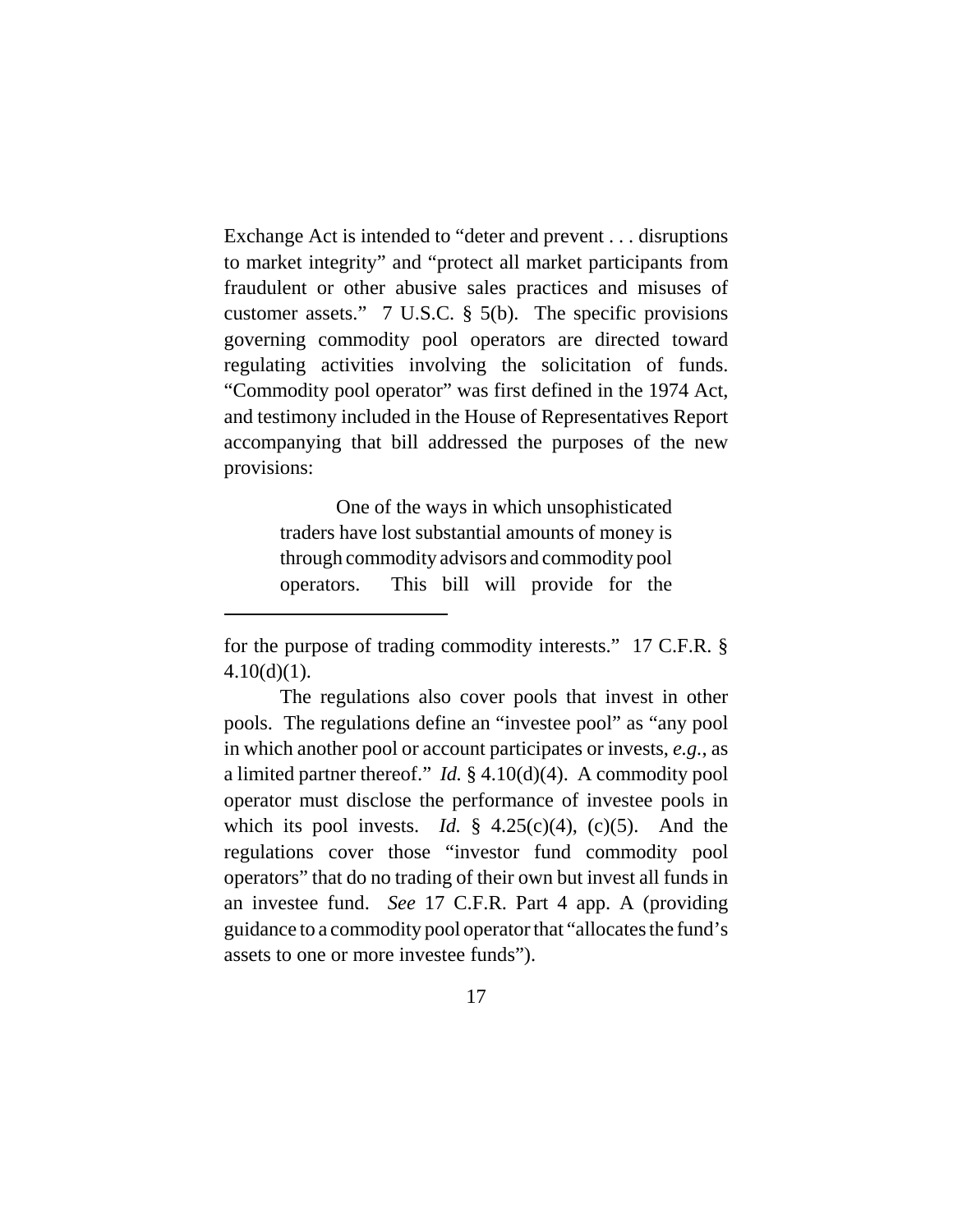Exchange Act is intended to "deter and prevent . . . disruptions to market integrity" and "protect all market participants from fraudulent or other abusive sales practices and misuses of customer assets." 7 U.S.C. § 5(b). The specific provisions governing commodity pool operators are directed toward regulating activities involving the solicitation of funds. "Commodity pool operator" was first defined in the 1974 Act, and testimony included in the House of Representatives Report accompanying that bill addressed the purposes of the new provisions:

> One of the ways in which unsophisticated traders have lost substantial amounts of money is through commodity advisors and commodity pool operators. This bill will provide for the

---

for the purpose of trading commodity interests." 17 C.F.R. § 4.10(d)(1).

The regulations also cover pools that invest in other pools. The regulations define an "investee pool" as "any pool in which another pool or account participates or invests, *e.g.*, as a limited partner thereof." *Id.* § 4.10(d)(4). A commodity pool operator must disclose the performance of investee pools in which its pool invests. *Id.* § 4.25(c)(4), (c)(5). And the regulations cover those "investor fund commodity pool operators" that do no trading of their own but invest all funds in an investee fund. *See* 17 C.F.R. Part 4 app. A (providing guidance to a commodity pool operator that "allocates the fund's assets to one or more investee funds").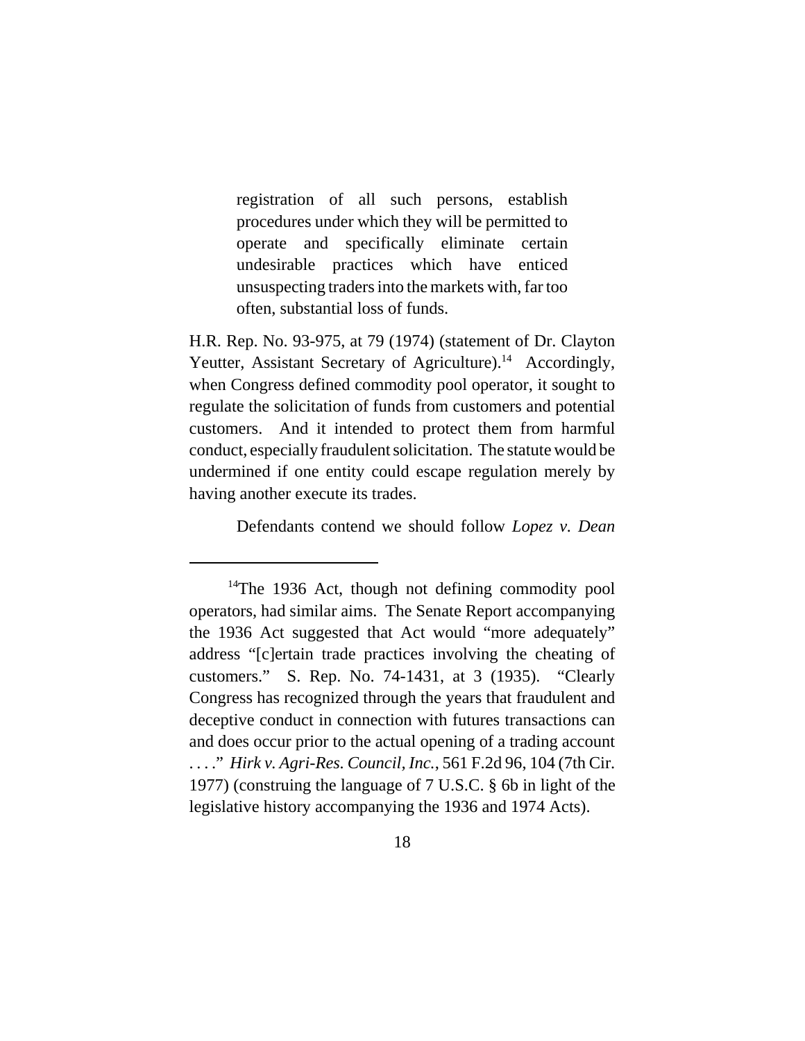> registration of all such persons, establish procedures under which they will be permitted to operate and specifically eliminate certain undesirable practices which have enticed unsuspecting traders into the markets with, far too often, substantial loss of funds.

H.R. Rep. No. 93-975, at 79 (1974) (statement of Dr. Clayton Yeutter, Assistant Secretary of Agriculture).[14] Accordingly, when Congress defined commodity pool operator, it sought to regulate the solicitation of funds from customers and potential customers. And it intended to protect them from harmful conduct, especially fraudulent solicitation. The statute would be undermined if one entity could escape regulation merely by having another execute its trades.

Defendants contend we should follow *Lopez v. Dean*

---

[14]The 1936 Act, though not defining commodity pool operators, had similar aims. The Senate Report accompanying the 1936 Act suggested that Act would "more adequately" address "[c]ertain trade practices involving the cheating of customers." S. Rep. No. 74-1431, at 3 (1935). "Clearly Congress has recognized through the years that fraudulent and deceptive conduct in connection with futures transactions can and does occur prior to the actual opening of a trading account . . . ." *Hirk v. Agri-Res. Council, Inc.*, 561 F.2d 96, 104 (7th Cir. 1977) (construing the language of 7 U.S.C. § 6b in light of the legislative history accompanying the 1936 and 1974 Acts).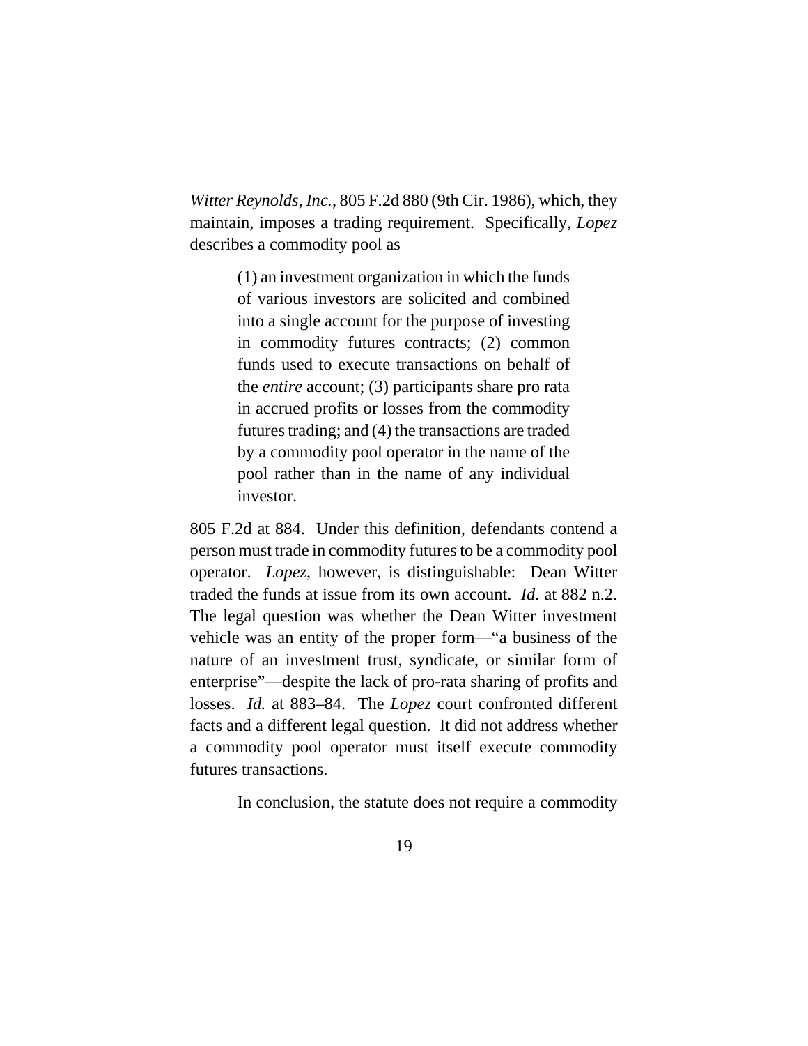*Witter Reynolds, Inc.*, 805 F.2d 880 (9th Cir. 1986), which, they maintain, imposes a trading requirement. Specifically, *Lopez* describes a commodity pool as

> (1) an investment organization in which the funds of various investors are solicited and combined into a single account for the purpose of investing in commodity futures contracts; (2) common funds used to execute transactions on behalf of the *entire* account; (3) participants share pro rata in accrued profits or losses from the commodity futures trading; and (4) the transactions are traded by a commodity pool operator in the name of the pool rather than in the name of any individual investor.

805 F.2d at 884. Under this definition, defendants contend a person must trade in commodity futures to be a commodity pool operator. *Lopez*, however, is distinguishable: Dean Witter traded the funds at issue from its own account. *Id.* at 882 n.2. The legal question was whether the Dean Witter investment vehicle was an entity of the proper form—"a business of the nature of an investment trust, syndicate, or similar form of enterprise"—despite the lack of pro-rata sharing of profits and losses. *Id.* at 883–84. The *Lopez* court confronted different facts and a different legal question. It did not address whether a commodity pool operator must itself execute commodity futures transactions.

In conclusion, the statute does not require a commodity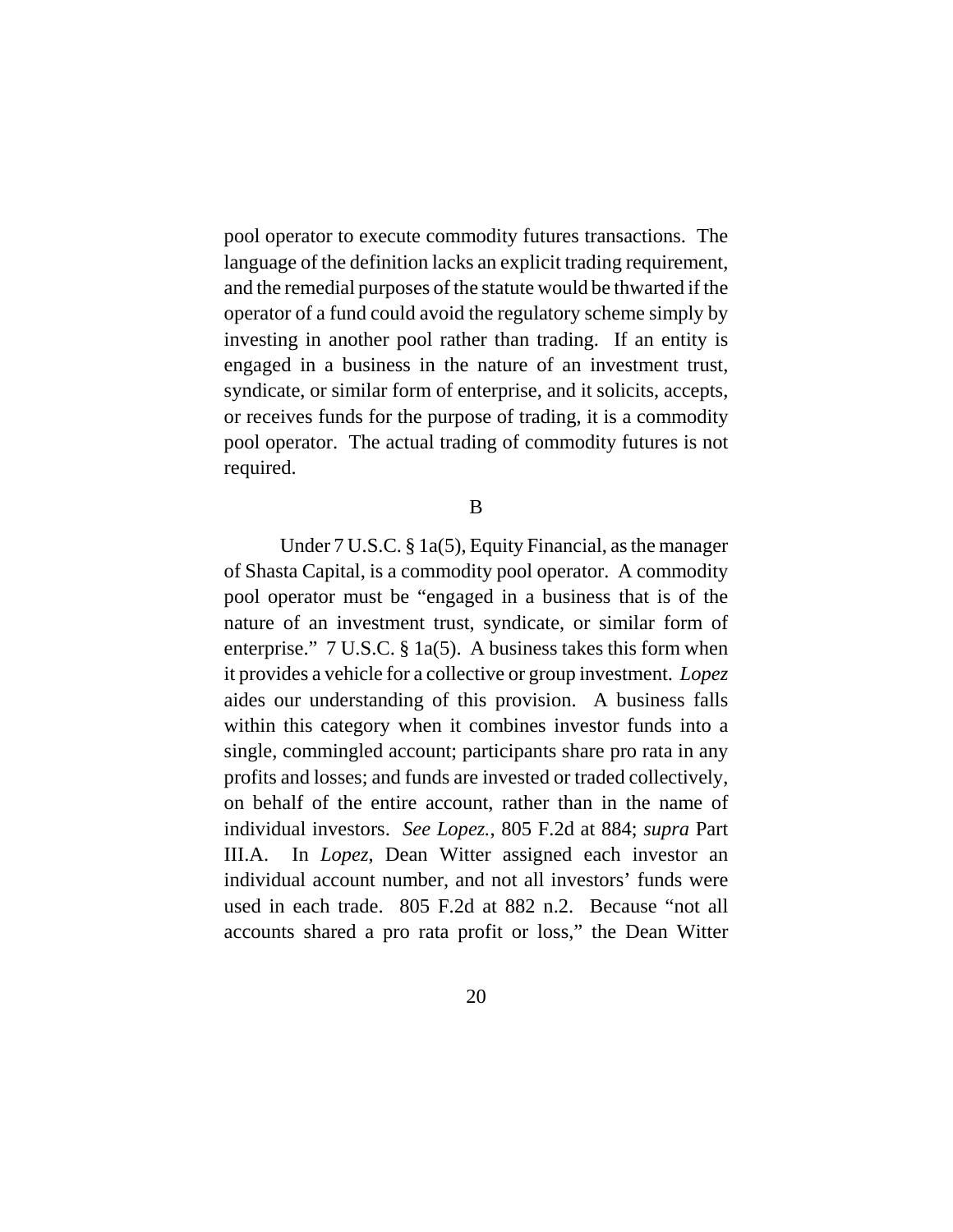pool operator to execute commodity futures transactions. The language of the definition lacks an explicit trading requirement, and the remedial purposes of the statute would be thwarted if the operator of a fund could avoid the regulatory scheme simply by investing in another pool rather than trading. If an entity is engaged in a business in the nature of an investment trust, syndicate, or similar form of enterprise, and it solicits, accepts, or receives funds for the purpose of trading, it is a commodity pool operator. The actual trading of commodity futures is not required.

B

Under 7 U.S.C. § 1a(5), Equity Financial, as the manager of Shasta Capital, is a commodity pool operator. A commodity pool operator must be "engaged in a business that is of the nature of an investment trust, syndicate, or similar form of enterprise." 7 U.S.C. § 1a(5). A business takes this form when it provides a vehicle for a collective or group investment. *Lopez* aides our understanding of this provision. A business falls within this category when it combines investor funds into a single, commingled account; participants share pro rata in any profits and losses; and funds are invested or traded collectively, on behalf of the entire account, rather than in the name of individual investors. *See Lopez.*, 805 F.2d at 884; *supra* Part III.A. In *Lopez*, Dean Witter assigned each investor an individual account number, and not all investors' funds were used in each trade. 805 F.2d at 882 n.2. Because "not all accounts shared a pro rata profit or loss," the Dean Witter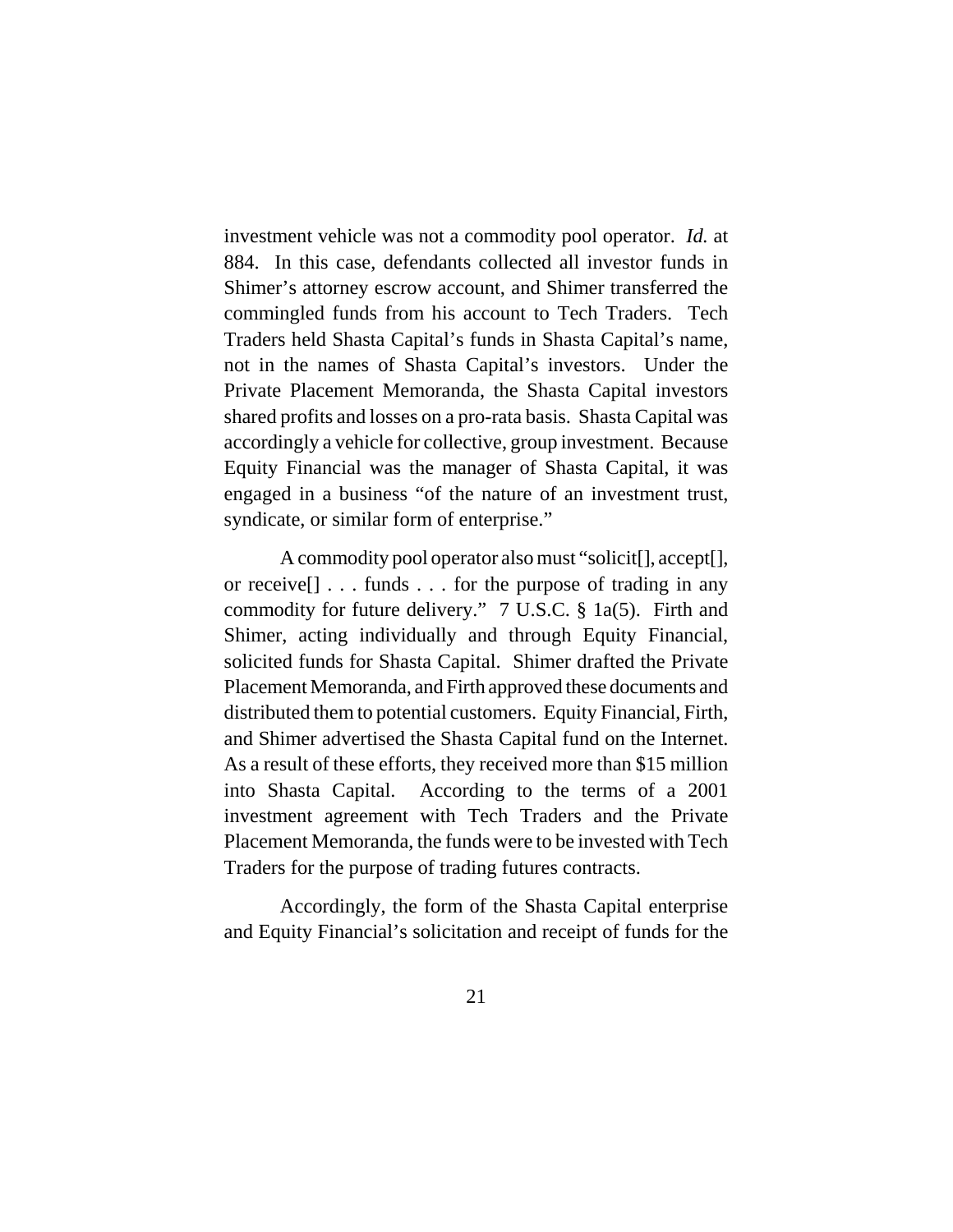investment vehicle was not a commodity pool operator. *Id.* at 884. In this case, defendants collected all investor funds in Shimer's attorney escrow account, and Shimer transferred the commingled funds from his account to Tech Traders. Tech Traders held Shasta Capital's funds in Shasta Capital's name, not in the names of Shasta Capital's investors. Under the Private Placement Memoranda, the Shasta Capital investors shared profits and losses on a pro-rata basis. Shasta Capital was accordingly a vehicle for collective, group investment. Because Equity Financial was the manager of Shasta Capital, it was engaged in a business "of the nature of an investment trust, syndicate, or similar form of enterprise."

A commodity pool operator also must "solicit[], accept[], or receive[] . . . funds . . . for the purpose of trading in any commodity for future delivery." 7 U.S.C. § 1a(5). Firth and Shimer, acting individually and through Equity Financial, solicited funds for Shasta Capital. Shimer drafted the Private Placement Memoranda, and Firth approved these documents and distributed them to potential customers. Equity Financial, Firth, and Shimer advertised the Shasta Capital fund on the Internet. As a result of these efforts, they received more than $15 million into Shasta Capital. According to the terms of a 2001 investment agreement with Tech Traders and the Private Placement Memoranda, the funds were to be invested with Tech Traders for the purpose of trading futures contracts.

Accordingly, the form of the Shasta Capital enterprise and Equity Financial's solicitation and receipt of funds for the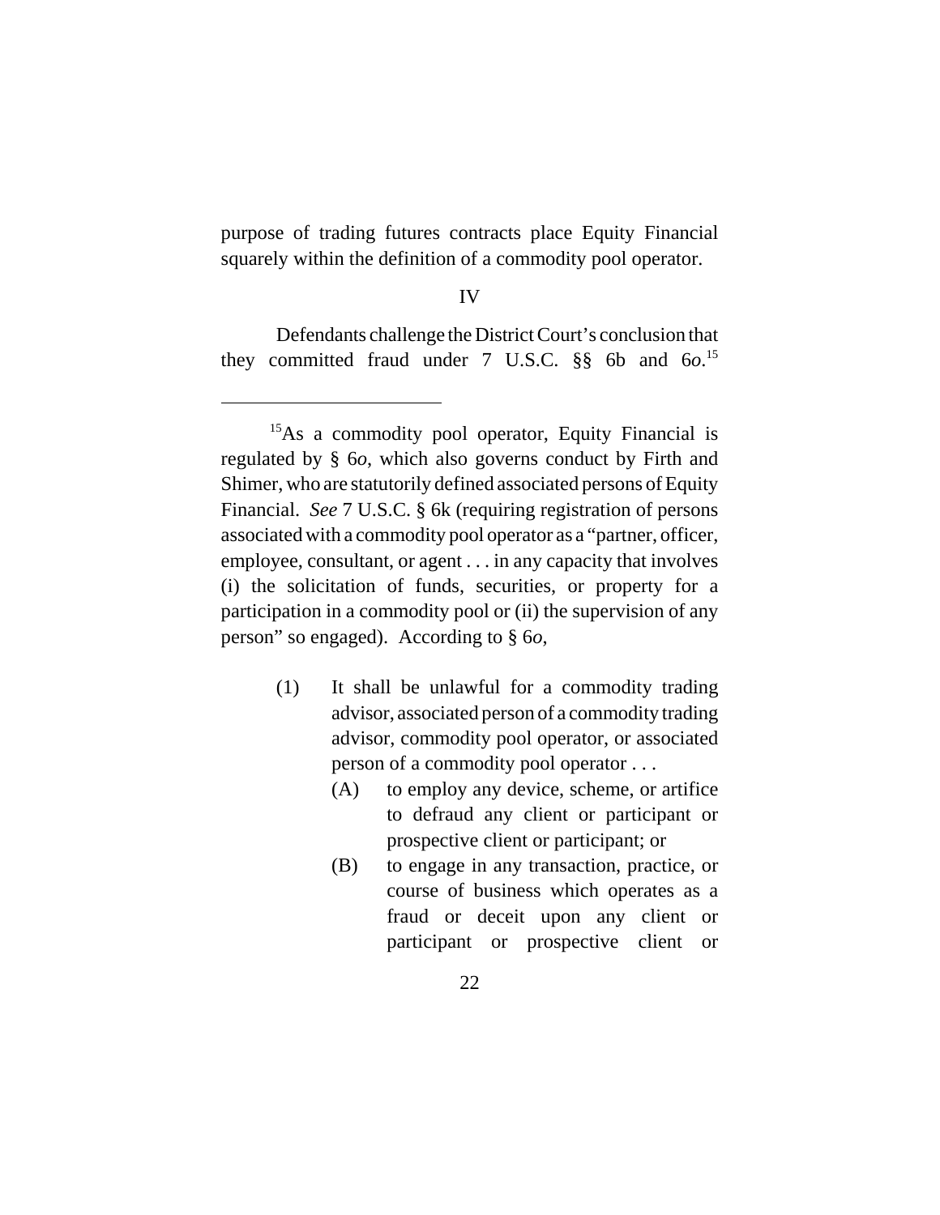purpose of trading futures contracts place Equity Financial squarely within the definition of a commodity pool operator.

IV

Defendants challenge the District Court's conclusion that they committed fraud under 7 U.S.C. §§ 6b and 6*o*.[15]

---

[15]As a commodity pool operator, Equity Financial is regulated by § 6*o*, which also governs conduct by Firth and Shimer, who are statutorily defined associated persons of Equity Financial. *See* 7 U.S.C. § 6k (requiring registration of persons associated with a commodity pool operator as a "partner, officer, employee, consultant, or agent . . . in any capacity that involves (i) the solicitation of funds, securities, or property for a participation in a commodity pool or (ii) the supervision of any person" so engaged). According to § 6*o*,

> (1) It shall be unlawful for a commodity trading advisor, associated person of a commodity trading advisor, commodity pool operator, or associated person of a commodity pool operator . . .
>
> (A) to employ any device, scheme, or artifice to defraud any client or participant or prospective client or participant; or
>
> (B) to engage in any transaction, practice, or course of business which operates as a fraud or deceit upon any client or participant or prospective client or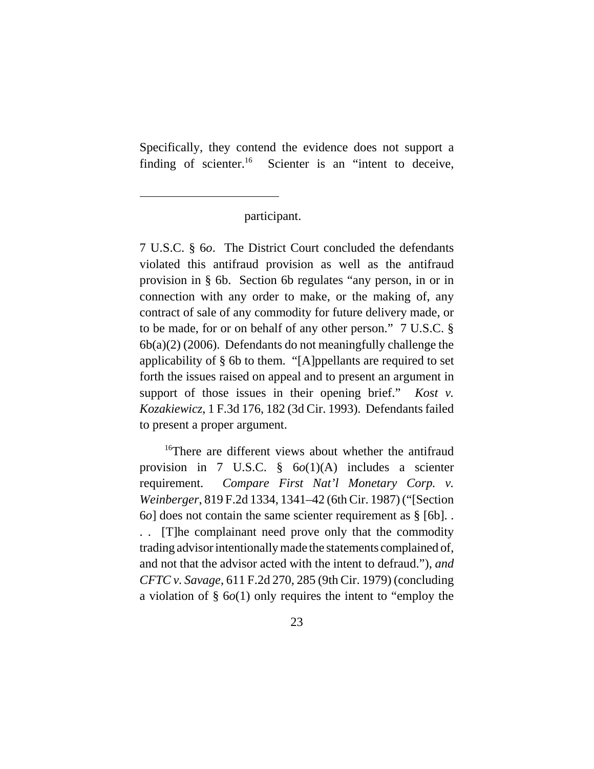Specifically, they contend the evidence does not support a finding of scienter.[16] Scienter is an "intent to deceive,

---

participant.

7 U.S.C. § 6*o*. The District Court concluded the defendants violated this antifraud provision as well as the antifraud provision in § 6b. Section 6b regulates "any person, in or in connection with any order to make, or the making of, any contract of sale of any commodity for future delivery made, or to be made, for or on behalf of any other person." 7 U.S.C. § 6b(a)(2) (2006). Defendants do not meaningfully challenge the applicability of § 6b to them. "[A]ppellants are required to set forth the issues raised on appeal and to present an argument in support of those issues in their opening brief." *Kost v. Kozakiewicz*, 1 F.3d 176, 182 (3d Cir. 1993). Defendants failed to present a proper argument.

[16]There are different views about whether the antifraud provision in 7 U.S.C. § 6*o*(1)(A) includes a scienter requirement. *Compare First Nat'l Monetary Corp. v. Weinberger*, 819 F.2d 1334, 1341–42 (6th Cir. 1987) ("[Section 6*o*] does not contain the same scienter requirement as § [6b]. . . . [T]he complainant need prove only that the commodity trading advisor intentionally made the statements complained of, and not that the advisor acted with the intent to defraud."), *and CFTC v. Savage*, 611 F.2d 270, 285 (9th Cir. 1979) (concluding a violation of § 6*o*(1) only requires the intent to "employ the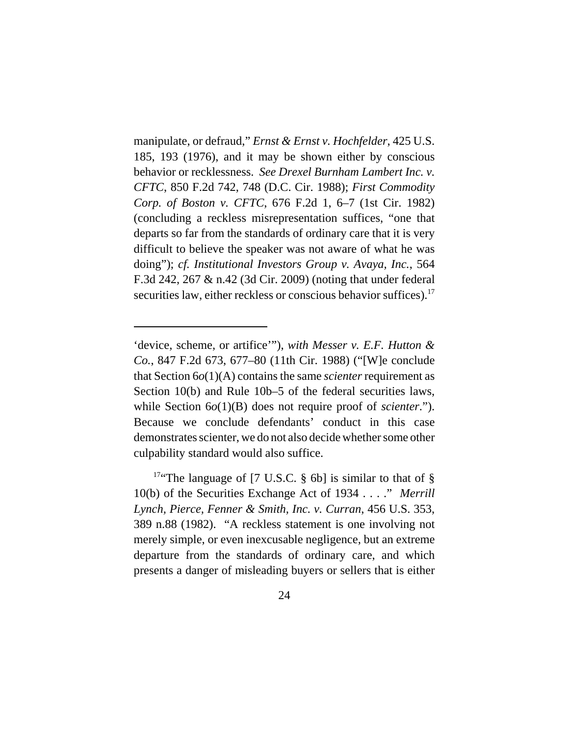manipulate, or defraud," *Ernst & Ernst v. Hochfelder*, 425 U.S. 185, 193 (1976), and it may be shown either by conscious behavior or recklessness. *See Drexel Burnham Lambert Inc. v. CFTC*, 850 F.2d 742, 748 (D.C. Cir. 1988); *First Commodity Corp. of Boston v. CFTC*, 676 F.2d 1, 6–7 (1st Cir. 1982) (concluding a reckless misrepresentation suffices, "one that departs so far from the standards of ordinary care that it is very difficult to believe the speaker was not aware of what he was doing"); *cf. Institutional Investors Group v. Avaya, Inc.*, 564 F.3d 242, 267 & n.42 (3d Cir. 2009) (noting that under federal securities law, either reckless or conscious behavior suffices).[17]

---

'device, scheme, or artifice'"), *with Messer v. E.F. Hutton & Co.*, 847 F.2d 673, 677–80 (11th Cir. 1988) ("[W]e conclude that Section 6*o*(1)(A) contains the same *scienter* requirement as Section 10(b) and Rule 10b–5 of the federal securities laws, while Section 6*o*(1)(B) does not require proof of *scienter*."). Because we conclude defendants' conduct in this case demonstrates scienter, we do not also decide whether some other culpability standard would also suffice.

[17] "The language of [7 U.S.C. § 6b] is similar to that of § 10(b) of the Securities Exchange Act of 1934 . . . ." *Merrill Lynch, Pierce, Fenner & Smith, Inc. v. Curran*, 456 U.S. 353, 389 n.88 (1982). "A reckless statement is one involving not merely simple, or even inexcusable negligence, but an extreme departure from the standards of ordinary care, and which presents a danger of misleading buyers or sellers that is either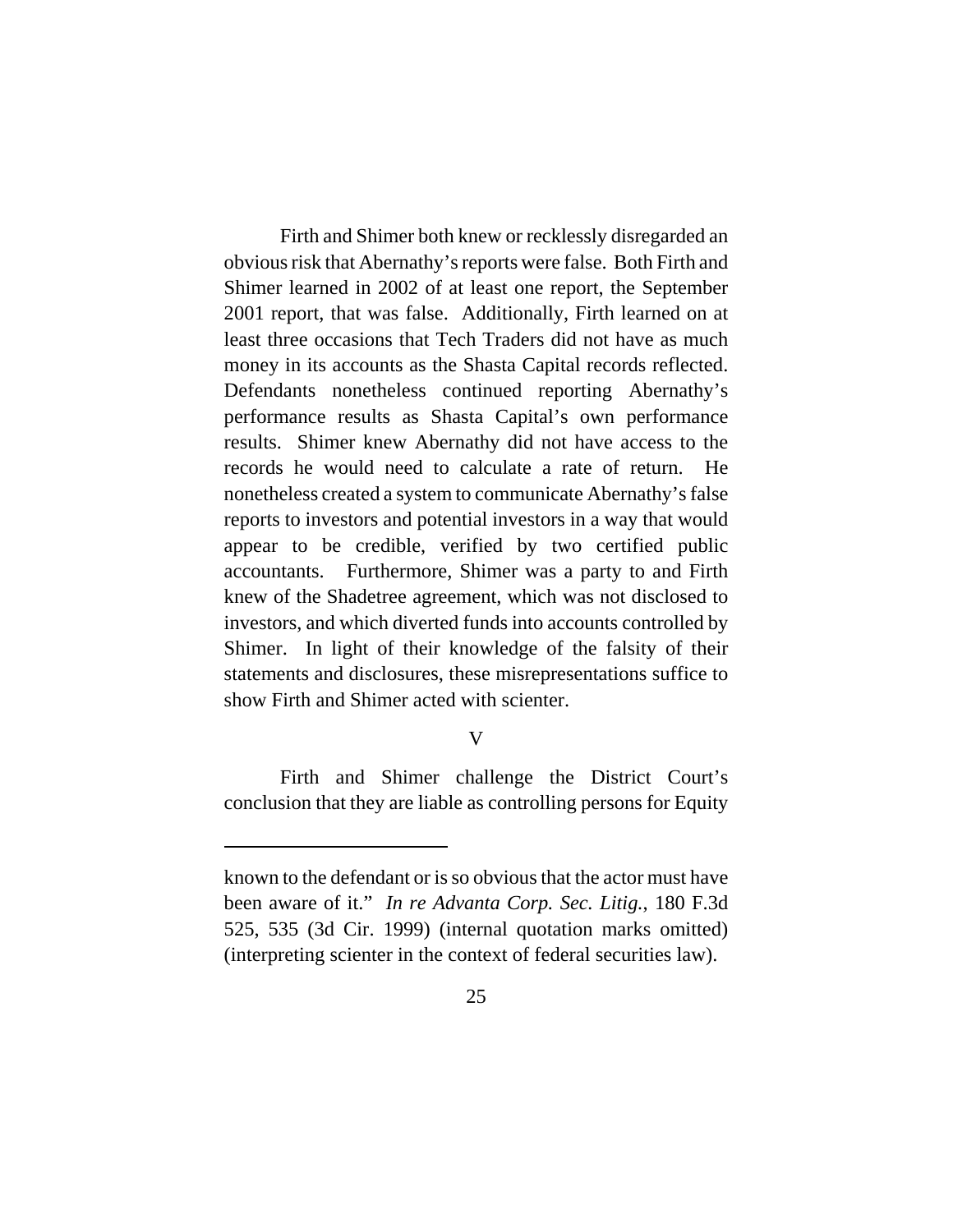Firth and Shimer both knew or recklessly disregarded an obvious risk that Abernathy's reports were false. Both Firth and Shimer learned in 2002 of at least one report, the September 2001 report, that was false. Additionally, Firth learned on at least three occasions that Tech Traders did not have as much money in its accounts as the Shasta Capital records reflected. Defendants nonetheless continued reporting Abernathy's performance results as Shasta Capital's own performance results. Shimer knew Abernathy did not have access to the records he would need to calculate a rate of return. He nonetheless created a system to communicate Abernathy's false reports to investors and potential investors in a way that would appear to be credible, verified by two certified public accountants. Furthermore, Shimer was a party to and Firth knew of the Shadetree agreement, which was not disclosed to investors, and which diverted funds into accounts controlled by Shimer. In light of their knowledge of the falsity of their statements and disclosures, these misrepresentations suffice to show Firth and Shimer acted with scienter.

## V

Firth and Shimer challenge the District Court's conclusion that they are liable as controlling persons for Equity

---

known to the defendant or is so obvious that the actor must have been aware of it." *In re Advanta Corp. Sec. Litig.*, 180 F.3d 525, 535 (3d Cir. 1999) (internal quotation marks omitted) (interpreting scienter in the context of federal securities law).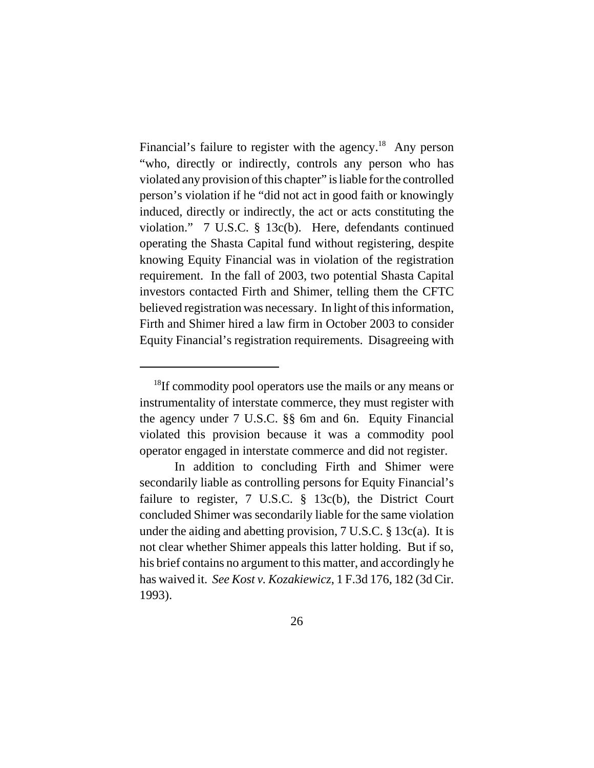Financial's failure to register with the agency.[18] Any person "who, directly or indirectly, controls any person who has violated any provision of this chapter" is liable for the controlled person's violation if he "did not act in good faith or knowingly induced, directly or indirectly, the act or acts constituting the violation." 7 U.S.C. § 13c(b). Here, defendants continued operating the Shasta Capital fund without registering, despite knowing Equity Financial was in violation of the registration requirement. In the fall of 2003, two potential Shasta Capital investors contacted Firth and Shimer, telling them the CFTC believed registration was necessary. In light of this information, Firth and Shimer hired a law firm in October 2003 to consider Equity Financial's registration requirements. Disagreeing with

---

[18]If commodity pool operators use the mails or any means or instrumentality of interstate commerce, they must register with the agency under 7 U.S.C. §§ 6m and 6n. Equity Financial violated this provision because it was a commodity pool operator engaged in interstate commerce and did not register.

In addition to concluding Firth and Shimer were secondarily liable as controlling persons for Equity Financial's failure to register, 7 U.S.C. § 13c(b), the District Court concluded Shimer was secondarily liable for the same violation under the aiding and abetting provision, 7 U.S.C. § 13c(a). It is not clear whether Shimer appeals this latter holding. But if so, his brief contains no argument to this matter, and accordingly he has waived it. *See Kost v. Kozakiewicz*, 1 F.3d 176, 182 (3d Cir. 1993).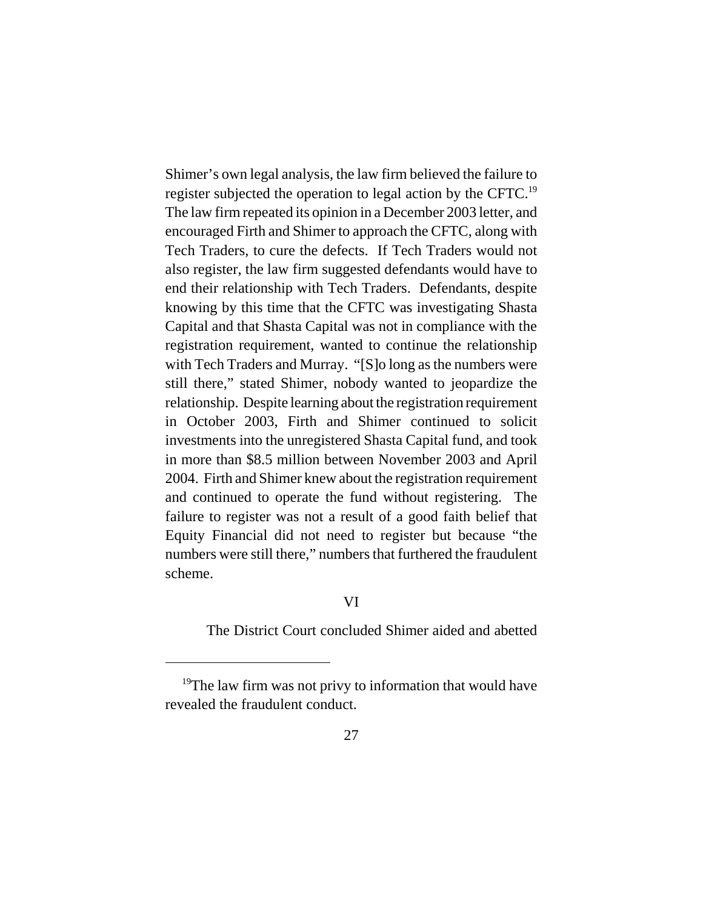Shimer's own legal analysis, the law firm believed the failure to register subjected the operation to legal action by the CFTC.[19] The law firm repeated its opinion in a December 2003 letter, and encouraged Firth and Shimer to approach the CFTC, along with Tech Traders, to cure the defects. If Tech Traders would not also register, the law firm suggested defendants would have to end their relationship with Tech Traders. Defendants, despite knowing by this time that the CFTC was investigating Shasta Capital and that Shasta Capital was not in compliance with the registration requirement, wanted to continue the relationship with Tech Traders and Murray. "[S]o long as the numbers were still there," stated Shimer, nobody wanted to jeopardize the relationship. Despite learning about the registration requirement in October 2003, Firth and Shimer continued to solicit investments into the unregistered Shasta Capital fund, and took in more than \$8.5 million between November 2003 and April 2004. Firth and Shimer knew about the registration requirement and continued to operate the fund without registering. The failure to register was not a result of a good faith belief that Equity Financial did not need to register but because "the numbers were still there," numbers that furthered the fraudulent scheme.

## VI

The District Court concluded Shimer aided and abetted

---

[19] The law firm was not privy to information that would have revealed the fraudulent conduct.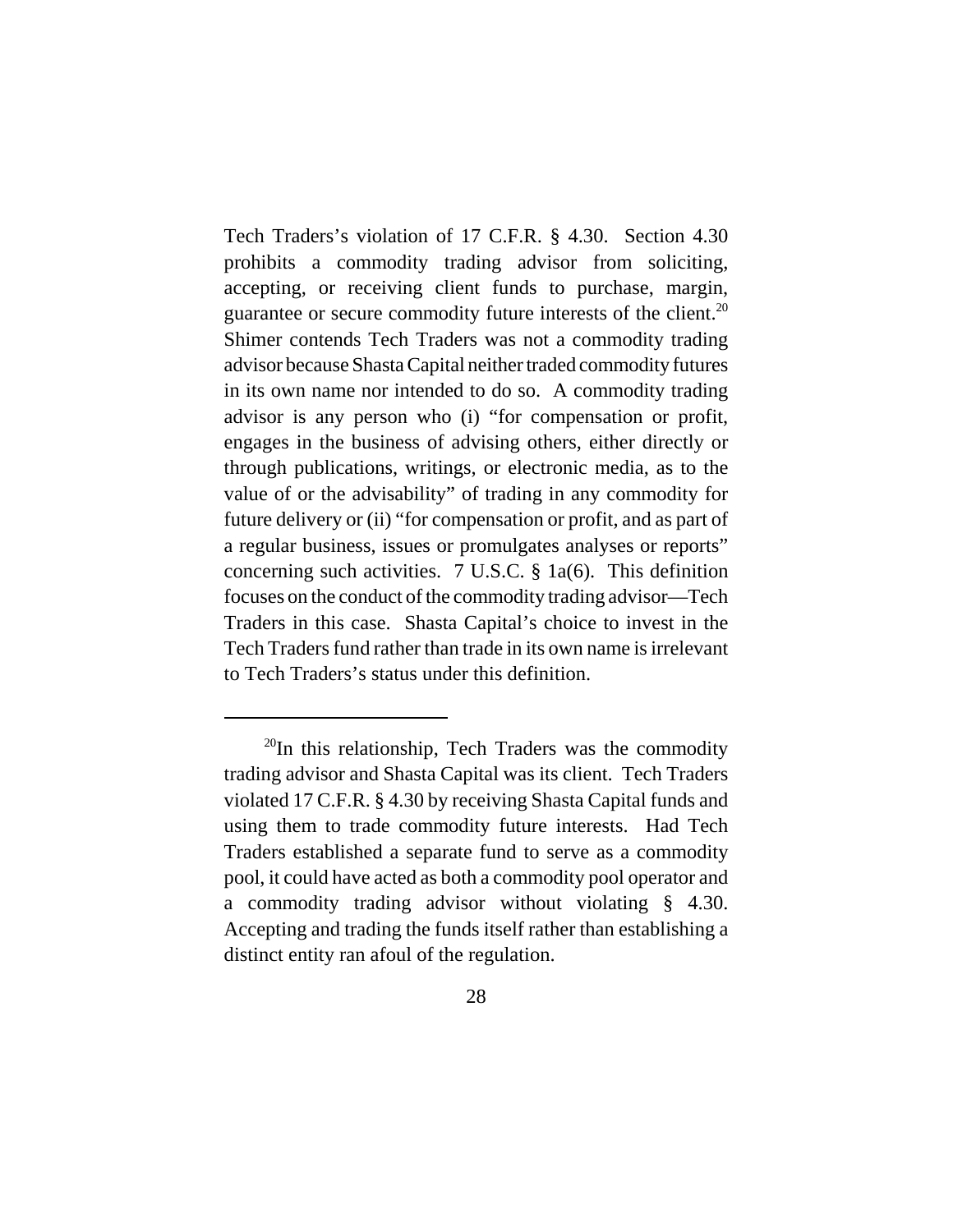Tech Traders's violation of 17 C.F.R. § 4.30. Section 4.30 prohibits a commodity trading advisor from soliciting, accepting, or receiving client funds to purchase, margin, guarantee or secure commodity future interests of the client.[20] Shimer contends Tech Traders was not a commodity trading advisor because Shasta Capital neither traded commodity futures in its own name nor intended to do so. A commodity trading advisor is any person who (i) "for compensation or profit, engages in the business of advising others, either directly or through publications, writings, or electronic media, as to the value of or the advisability" of trading in any commodity for future delivery or (ii) "for compensation or profit, and as part of a regular business, issues or promulgates analyses or reports" concerning such activities. 7 U.S.C. § 1a(6). This definition focuses on the conduct of the commodity trading advisor—Tech Traders in this case. Shasta Capital's choice to invest in the Tech Traders fund rather than trade in its own name is irrelevant to Tech Traders's status under this definition.

---

[20]In this relationship, Tech Traders was the commodity trading advisor and Shasta Capital was its client. Tech Traders violated 17 C.F.R. § 4.30 by receiving Shasta Capital funds and using them to trade commodity future interests. Had Tech Traders established a separate fund to serve as a commodity pool, it could have acted as both a commodity pool operator and a commodity trading advisor without violating § 4.30. Accepting and trading the funds itself rather than establishing a distinct entity ran afoul of the regulation.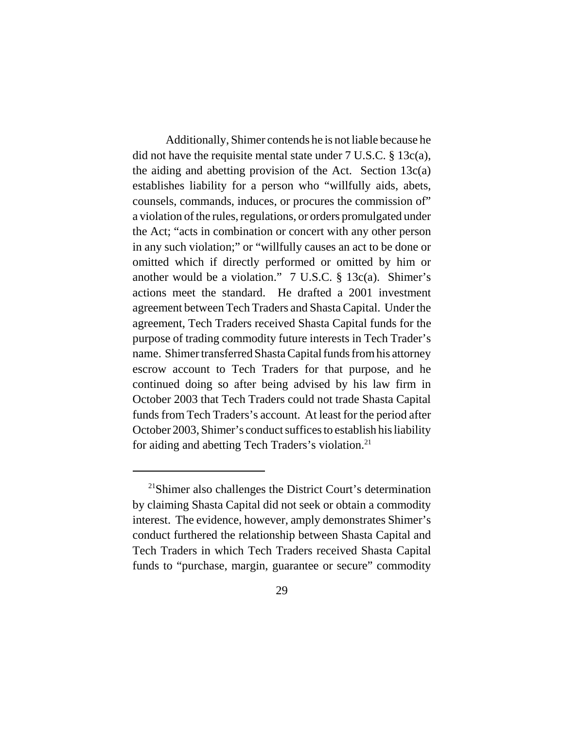Additionally, Shimer contends he is not liable because he did not have the requisite mental state under 7 U.S.C. § 13c(a), the aiding and abetting provision of the Act. Section 13c(a) establishes liability for a person who "willfully aids, abets, counsels, commands, induces, or procures the commission of" a violation of the rules, regulations, or orders promulgated under the Act; "acts in combination or concert with any other person in any such violation;" or "willfully causes an act to be done or omitted which if directly performed or omitted by him or another would be a violation." 7 U.S.C. § 13c(a). Shimer's actions meet the standard. He drafted a 2001 investment agreement between Tech Traders and Shasta Capital. Under the agreement, Tech Traders received Shasta Capital funds for the purpose of trading commodity future interests in Tech Trader's name. Shimer transferred Shasta Capital funds from his attorney escrow account to Tech Traders for that purpose, and he continued doing so after being advised by his law firm in October 2003 that Tech Traders could not trade Shasta Capital funds from Tech Traders's account. At least for the period after October 2003, Shimer's conduct suffices to establish his liability for aiding and abetting Tech Traders's violation.[21]

---

[21]Shimer also challenges the District Court's determination by claiming Shasta Capital did not seek or obtain a commodity interest. The evidence, however, amply demonstrates Shimer's conduct furthered the relationship between Shasta Capital and Tech Traders in which Tech Traders received Shasta Capital funds to "purchase, margin, guarantee or secure" commodity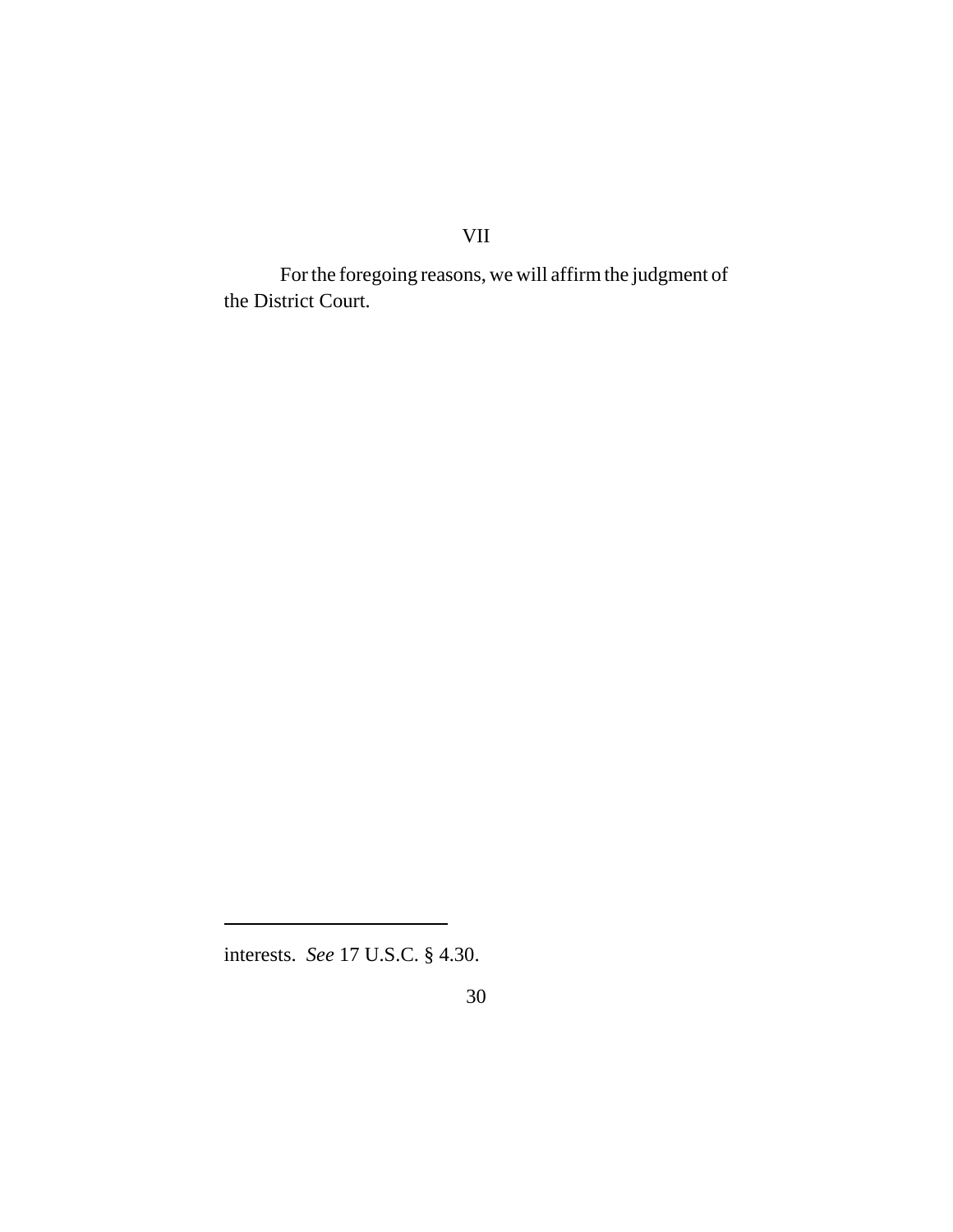## VII

For the foregoing reasons, we will affirm the judgment of the District Court.

---

interests. *See* 17 U.S.C. § 4.30.